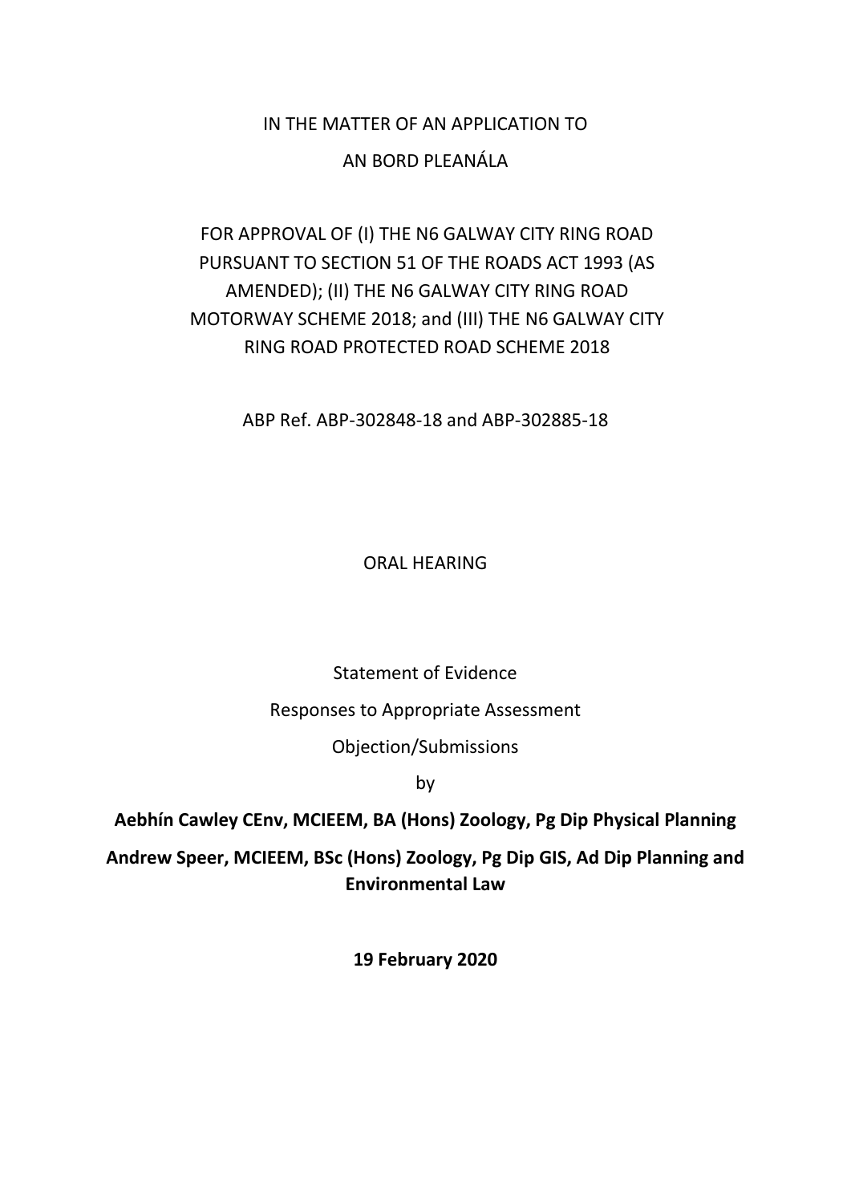IN THE MATTER OF AN APPLICATION TO

AN BORD PLEANÁLA

FOR APPROVAL OF (I) THE N6 GALWAY CITY RING ROAD PURSUANT TO SECTION 51 OF THE ROADS ACT 1993 (AS AMENDED); (II) THE N6 GALWAY CITY RING ROAD MOTORWAY SCHEME 2018; and (III) THE N6 GALWAY CITY RING ROAD PROTECTED ROAD SCHEME 2018

ABP Ref. ABP-302848-18 and ABP-302885-18

ORAL HEARING

Statement of Evidence

Responses to Appropriate Assessment

Objection/Submissions

by

**Aebhín Cawley CEnv, MCIEEM, BA (Hons) Zoology, Pg Dip Physical Planning**

**Andrew Speer, MCIEEM, BSc (Hons) Zoology, Pg Dip GIS, Ad Dip Planning and Environmental Law**

**19 February 2020**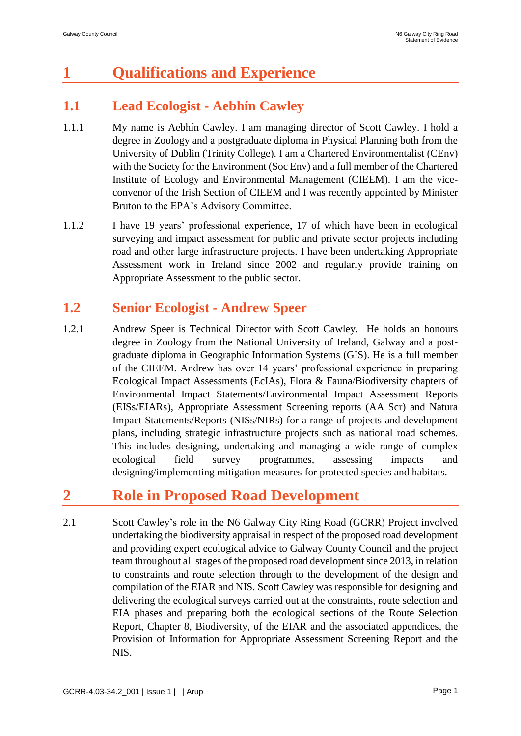# 1 Qualifications and Experience

## 1.1 Lead Ecologist - Aebhín Cawley

1.1.1 My name is Aebhín Cawley. I am managing director of Scott Cawley. I hold a degree in Zoology and a postgraduate diploma in Physical Planning both from the University of Dublin (Trinity College). I am a Chartered Environmentalist (CEnv) with the Society for the Environment (Soc Env) and a full member of the Chartered Institute of Ecology and Environmental Management (CIEEM). I am the vice-convenor of the Irish Section of CIEEM and I was recently appointed by Minister Bruton to the EPA's Advisory Committee.

1.1.2 I have 19 years' professional experience, 17 of which have been in ecological surveying and impact assessment for public and private sector projects including road and other large infrastructure projects. I have been undertaking Appropriate Assessment work in Ireland since 2002 and regularly provide training on Appropriate Assessment to the public sector.

## 1.2 Senior Ecologist - Andrew Speer

1.2.1 Andrew Speer is Technical Director with Scott Cawley. He holds an honours degree in Zoology from the National University of Ireland, Galway and a post-graduate diploma in Geographic Information Systems (GIS). He is a full member of the CIEEM. Andrew has over 14 years' professional experience in preparing Ecological Impact Assessments (EcIAs), Flora & Fauna/Biodiversity chapters of Environmental Impact Statements/Environmental Impact Assessment Reports (EISs/EIARs), Appropriate Assessment Screening reports (AA Scr) and Natura Impact Statements/Reports (NISs/NIRs) for a range of projects and development plans, including strategic infrastructure projects such as national road schemes. This includes designing, undertaking and managing a wide range of complex ecological field survey programmes, assessing impacts and designing/implementing mitigation measures for protected species and habitats.

# 2 Role in Proposed Road Development

2.1 Scott Cawley's role in the N6 Galway City Ring Road (GCRR) Project involved undertaking the biodiversity appraisal in respect of the proposed road development and providing expert ecological advice to Galway County Council and the project team throughout all stages of the proposed road development since 2013, in relation to constraints and route selection through to the development of the design and compilation of the EIAR and NIS. Scott Cawley was responsible for designing and delivering the ecological surveys carried out at the constraints, route selection and EIA phases and preparing both the ecological sections of the Route Selection Report, Chapter 8, Biodiversity, of the EIAR and the associated appendices, the Provision of Information for Appropriate Assessment Screening Report and the NIS.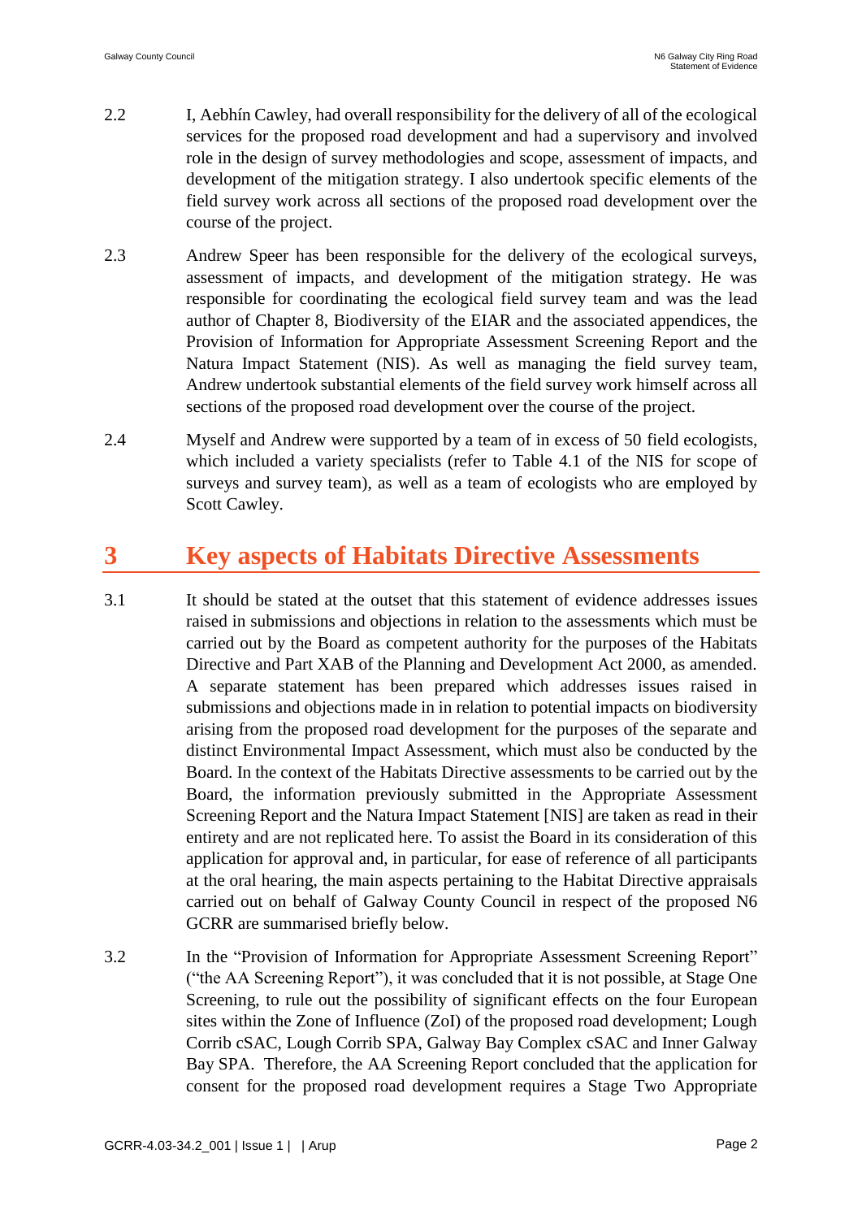2.2 I, Aebhín Cawley, had overall responsibility for the delivery of all of the ecological services for the proposed road development and had a supervisory and involved role in the design of survey methodologies and scope, assessment of impacts, and development of the mitigation strategy. I also undertook specific elements of the field survey work across all sections of the proposed road development over the course of the project.

2.3 Andrew Speer has been responsible for the delivery of the ecological surveys, assessment of impacts, and development of the mitigation strategy. He was responsible for coordinating the ecological field survey team and was the lead author of Chapter 8, Biodiversity of the EIAR and the associated appendices, the Provision of Information for Appropriate Assessment Screening Report and the Natura Impact Statement (NIS). As well as managing the field survey team, Andrew undertook substantial elements of the field survey work himself across all sections of the proposed road development over the course of the project.

2.4 Myself and Andrew were supported by a team of in excess of 50 field ecologists, which included a variety specialists (refer to Table 4.1 of the NIS for scope of surveys and survey team), as well as a team of ecologists who are employed by Scott Cawley.

# 3 Key aspects of Habitats Directive Assessments

3.1 It should be stated at the outset that this statement of evidence addresses issues raised in submissions and objections in relation to the assessments which must be carried out by the Board as competent authority for the purposes of the Habitats Directive and Part XAB of the Planning and Development Act 2000, as amended. A separate statement has been prepared which addresses issues raised in submissions and objections made in in relation to potential impacts on biodiversity arising from the proposed road development for the purposes of the separate and distinct Environmental Impact Assessment, which must also be conducted by the Board. In the context of the Habitats Directive assessments to be carried out by the Board, the information previously submitted in the Appropriate Assessment Screening Report and the Natura Impact Statement [NIS] are taken as read in their entirety and are not replicated here. To assist the Board in its consideration of this application for approval and, in particular, for ease of reference of all participants at the oral hearing, the main aspects pertaining to the Habitat Directive appraisals carried out on behalf of Galway County Council in respect of the proposed N6 GCRR are summarised briefly below.

3.2 In the "Provision of Information for Appropriate Assessment Screening Report" ("the AA Screening Report"), it was concluded that it is not possible, at Stage One Screening, to rule out the possibility of significant effects on the four European sites within the Zone of Influence (ZoI) of the proposed road development; Lough Corrib cSAC, Lough Corrib SPA, Galway Bay Complex cSAC and Inner Galway Bay SPA. Therefore, the AA Screening Report concluded that the application for consent for the proposed road development requires a Stage Two Appropriate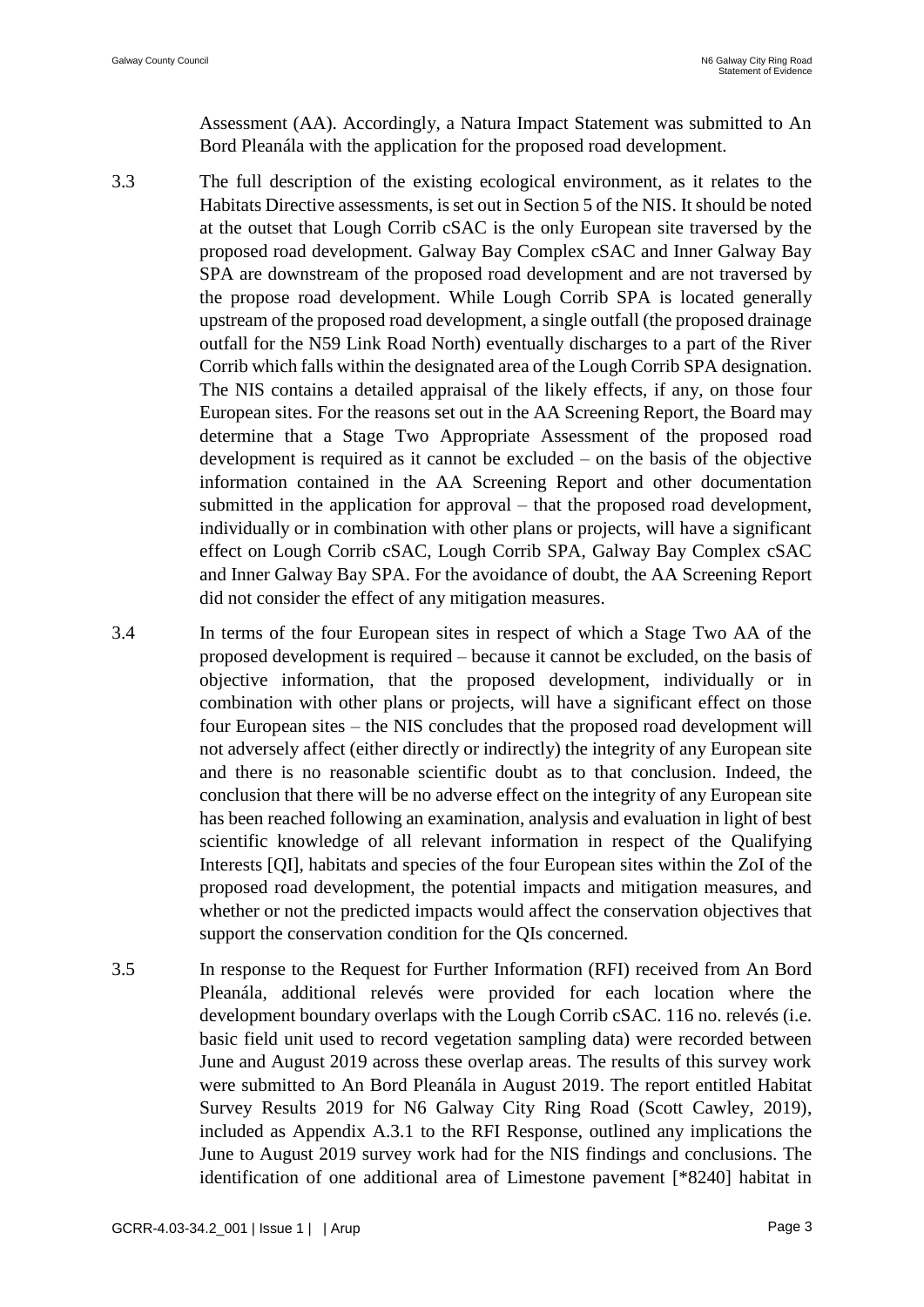Assessment (AA). Accordingly, a Natura Impact Statement was submitted to An Bord Pleanála with the application for the proposed road development.

3.3 The full description of the existing ecological environment, as it relates to the Habitats Directive assessments, is set out in Section 5 of the NIS. It should be noted at the outset that Lough Corrib cSAC is the only European site traversed by the proposed road development. Galway Bay Complex cSAC and Inner Galway Bay SPA are downstream of the proposed road development and are not traversed by the propose road development. While Lough Corrib SPA is located generally upstream of the proposed road development, a single outfall (the proposed drainage outfall for the N59 Link Road North) eventually discharges to a part of the River Corrib which falls within the designated area of the Lough Corrib SPA designation. The NIS contains a detailed appraisal of the likely effects, if any, on those four European sites. For the reasons set out in the AA Screening Report, the Board may determine that a Stage Two Appropriate Assessment of the proposed road development is required as it cannot be excluded – on the basis of the objective information contained in the AA Screening Report and other documentation submitted in the application for approval – that the proposed road development, individually or in combination with other plans or projects, will have a significant effect on Lough Corrib cSAC, Lough Corrib SPA, Galway Bay Complex cSAC and Inner Galway Bay SPA. For the avoidance of doubt, the AA Screening Report did not consider the effect of any mitigation measures.

3.4 In terms of the four European sites in respect of which a Stage Two AA of the proposed development is required – because it cannot be excluded, on the basis of objective information, that the proposed development, individually or in combination with other plans or projects, will have a significant effect on those four European sites – the NIS concludes that the proposed road development will not adversely affect (either directly or indirectly) the integrity of any European site and there is no reasonable scientific doubt as to that conclusion. Indeed, the conclusion that there will be no adverse effect on the integrity of any European site has been reached following an examination, analysis and evaluation in light of best scientific knowledge of all relevant information in respect of the Qualifying Interests [QI], habitats and species of the four European sites within the ZoI of the proposed road development, the potential impacts and mitigation measures, and whether or not the predicted impacts would affect the conservation objectives that support the conservation condition for the QIs concerned.

3.5 In response to the Request for Further Information (RFI) received from An Bord Pleanála, additional relevés were provided for each location where the development boundary overlaps with the Lough Corrib cSAC. 116 no. relevés (i.e. basic field unit used to record vegetation sampling data) were recorded between June and August 2019 across these overlap areas. The results of this survey work were submitted to An Bord Pleanála in August 2019. The report entitled Habitat Survey Results 2019 for N6 Galway City Ring Road (Scott Cawley, 2019), included as Appendix A.3.1 to the RFI Response, outlined any implications the June to August 2019 survey work had for the NIS findings and conclusions. The identification of one additional area of Limestone pavement [*8240] habitat in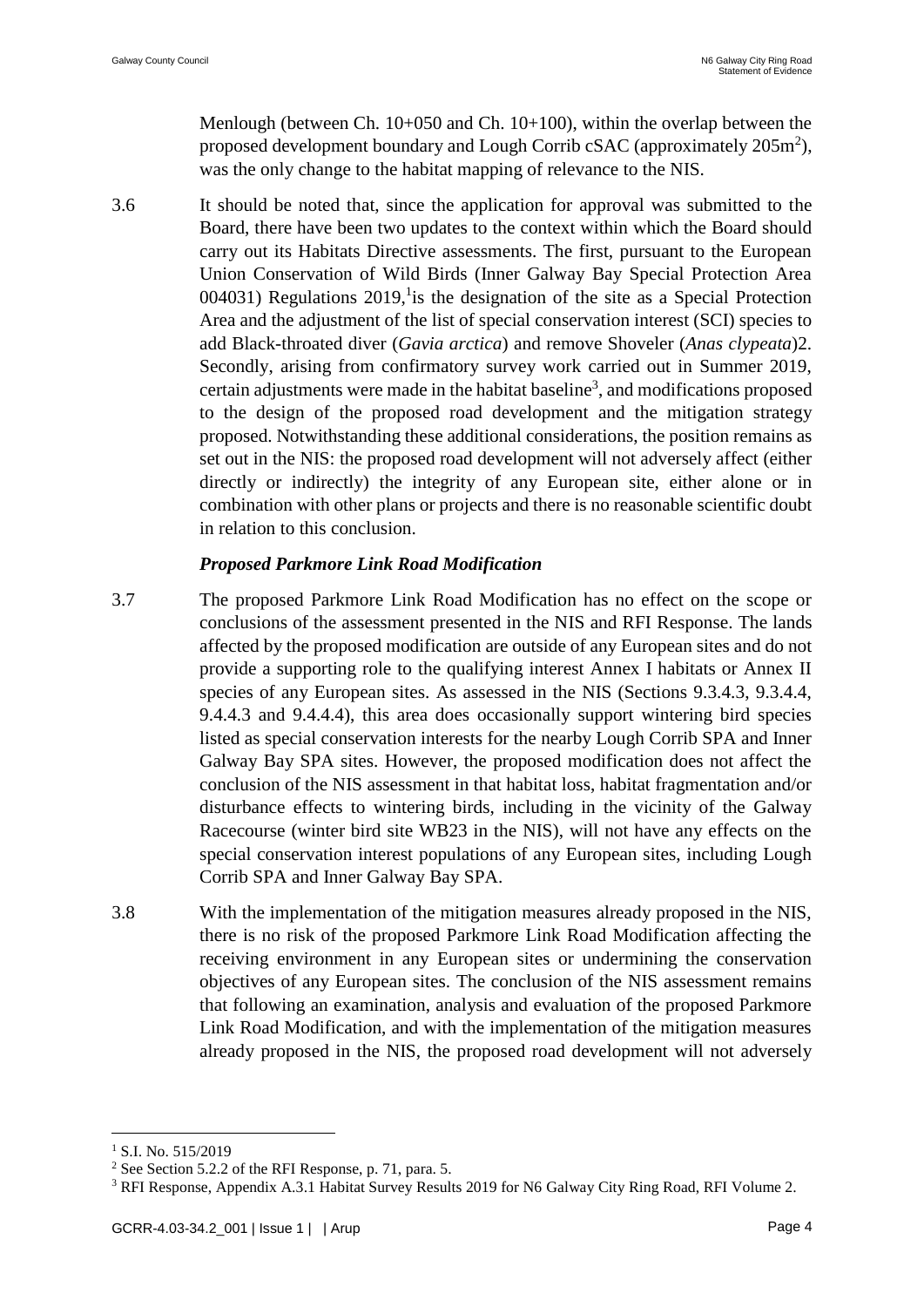Menlough (between Ch. 10+050 and Ch. 10+100), within the overlap between the proposed development boundary and Lough Corrib cSAC (approximately 205m$^2$), was the only change to the habitat mapping of relevance to the NIS.

3.6 It should be noted that, since the application for approval was submitted to the Board, there have been two updates to the context within which the Board should carry out its Habitats Directive assessments. The first, pursuant to the European Union Conservation of Wild Birds (Inner Galway Bay Special Protection Area 004031) Regulations 2019,[1]is the designation of the site as a Special Protection Area and the adjustment of the list of special conservation interest (SCI) species to add Black-throated diver (*Gavia arctica*) and remove Shoveler (*Anas clypeata*)2. Secondly, arising from confirmatory survey work carried out in Summer 2019, certain adjustments were made in the habitat baseline[3], and modifications proposed to the design of the proposed road development and the mitigation strategy proposed. Notwithstanding these additional considerations, the position remains as set out in the NIS: the proposed road development will not adversely affect (either directly or indirectly) the integrity of any European site, either alone or in combination with other plans or projects and there is no reasonable scientific doubt in relation to this conclusion.

***Proposed Parkmore Link Road Modification***

3.7 The proposed Parkmore Link Road Modification has no effect on the scope or conclusions of the assessment presented in the NIS and RFI Response. The lands affected by the proposed modification are outside of any European sites and do not provide a supporting role to the qualifying interest Annex I habitats or Annex II species of any European sites. As assessed in the NIS (Sections 9.3.4.3, 9.3.4.4, 9.4.4.3 and 9.4.4.4), this area does occasionally support wintering bird species listed as special conservation interests for the nearby Lough Corrib SPA and Inner Galway Bay SPA sites. However, the proposed modification does not affect the conclusion of the NIS assessment in that habitat loss, habitat fragmentation and/or disturbance effects to wintering birds, including in the vicinity of the Galway Racecourse (winter bird site WB23 in the NIS), will not have any effects on the special conservation interest populations of any European sites, including Lough Corrib SPA and Inner Galway Bay SPA.

3.8 With the implementation of the mitigation measures already proposed in the NIS, there is no risk of the proposed Parkmore Link Road Modification affecting the receiving environment in any European sites or undermining the conservation objectives of any European sites. The conclusion of the NIS assessment remains that following an examination, analysis and evaluation of the proposed Parkmore Link Road Modification, and with the implementation of the mitigation measures already proposed in the NIS, the proposed road development will not adversely

---

[1] S.I. No. 515/2019

[2] See Section 5.2.2 of the RFI Response, p. 71, para. 5.

[3] RFI Response, Appendix A.3.1 Habitat Survey Results 2019 for N6 Galway City Ring Road, RFI Volume 2.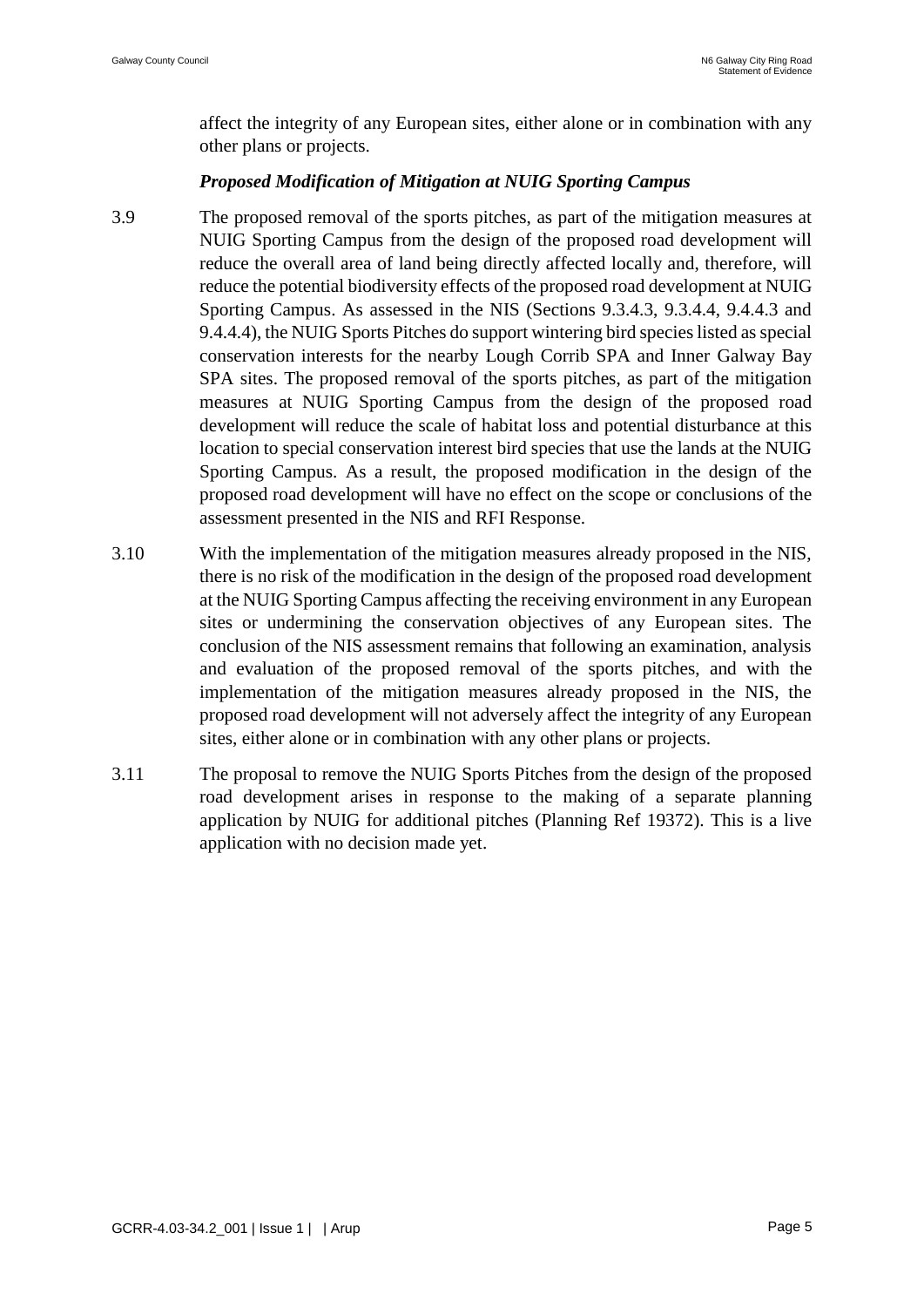affect the integrity of any European sites, either alone or in combination with any other plans or projects.

***Proposed Modification of Mitigation at NUIG Sporting Campus***

3.9 The proposed removal of the sports pitches, as part of the mitigation measures at NUIG Sporting Campus from the design of the proposed road development will reduce the overall area of land being directly affected locally and, therefore, will reduce the potential biodiversity effects of the proposed road development at NUIG Sporting Campus. As assessed in the NIS (Sections 9.3.4.3, 9.3.4.4, 9.4.4.3 and 9.4.4.4), the NUIG Sports Pitches do support wintering bird species listed as special conservation interests for the nearby Lough Corrib SPA and Inner Galway Bay SPA sites. The proposed removal of the sports pitches, as part of the mitigation measures at NUIG Sporting Campus from the design of the proposed road development will reduce the scale of habitat loss and potential disturbance at this location to special conservation interest bird species that use the lands at the NUIG Sporting Campus. As a result, the proposed modification in the design of the proposed road development will have no effect on the scope or conclusions of the assessment presented in the NIS and RFI Response.

3.10 With the implementation of the mitigation measures already proposed in the NIS, there is no risk of the modification in the design of the proposed road development at the NUIG Sporting Campus affecting the receiving environment in any European sites or undermining the conservation objectives of any European sites. The conclusion of the NIS assessment remains that following an examination, analysis and evaluation of the proposed removal of the sports pitches, and with the implementation of the mitigation measures already proposed in the NIS, the proposed road development will not adversely affect the integrity of any European sites, either alone or in combination with any other plans or projects.

3.11 The proposal to remove the NUIG Sports Pitches from the design of the proposed road development arises in response to the making of a separate planning application by NUIG for additional pitches (Planning Ref 19372). This is a live application with no decision made yet.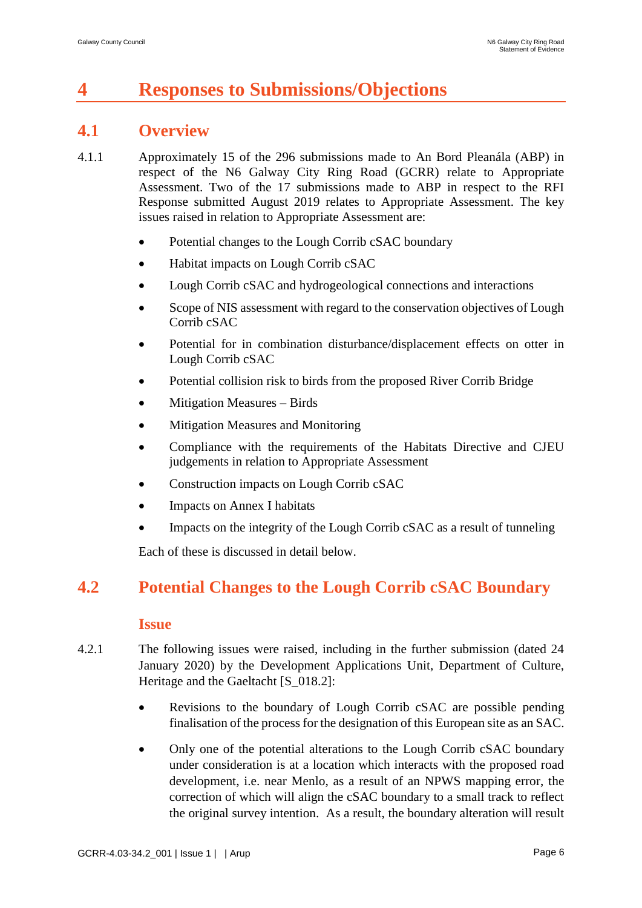# 4 Responses to Submissions/Objections

## 4.1 Overview

4.1.1 Approximately 15 of the 296 submissions made to An Bord Pleanála (ABP) in respect of the N6 Galway City Ring Road (GCRR) relate to Appropriate Assessment. Two of the 17 submissions made to ABP in respect to the RFI Response submitted August 2019 relates to Appropriate Assessment. The key issues raised in relation to Appropriate Assessment are:

- Potential changes to the Lough Corrib cSAC boundary
- Habitat impacts on Lough Corrib cSAC
- Lough Corrib cSAC and hydrogeological connections and interactions
- Scope of NIS assessment with regard to the conservation objectives of Lough Corrib cSAC
- Potential for in combination disturbance/displacement effects on otter in Lough Corrib cSAC
- Potential collision risk to birds from the proposed River Corrib Bridge
- Mitigation Measures – Birds
- Mitigation Measures and Monitoring
- Compliance with the requirements of the Habitats Directive and CJEU judgements in relation to Appropriate Assessment
- Construction impacts on Lough Corrib cSAC
- Impacts on Annex I habitats
- Impacts on the integrity of the Lough Corrib cSAC as a result of tunneling

Each of these is discussed in detail below.

## 4.2 Potential Changes to the Lough Corrib cSAC Boundary

### Issue

4.2.1 The following issues were raised, including in the further submission (dated 24 January 2020) by the Development Applications Unit, Department of Culture, Heritage and the Gaeltacht [S_018.2]:

- Revisions to the boundary of Lough Corrib cSAC are possible pending finalisation of the process for the designation of this European site as an SAC.
- Only one of the potential alterations to the Lough Corrib cSAC boundary under consideration is at a location which interacts with the proposed road development, i.e. near Menlo, as a result of an NPWS mapping error, the correction of which will align the cSAC boundary to a small track to reflect the original survey intention. As a result, the boundary alteration will result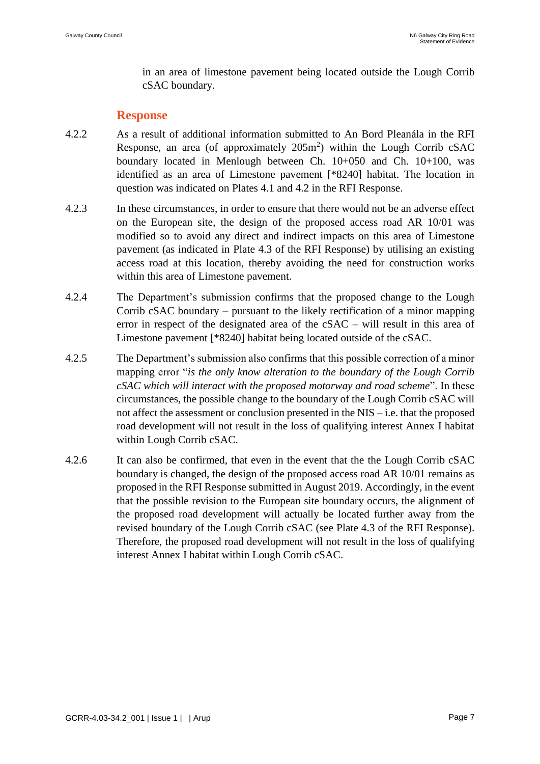in an area of limestone pavement being located outside the Lough Corrib cSAC boundary.

### Response

4.2.2 As a result of additional information submitted to An Bord Pleanála in the RFI Response, an area (of approximately 205m$^2$) within the Lough Corrib cSAC boundary located in Menlough between Ch. 10+050 and Ch. 10+100, was identified as an area of Limestone pavement [*8240] habitat. The location in question was indicated on Plates 4.1 and 4.2 in the RFI Response.

4.2.3 In these circumstances, in order to ensure that there would not be an adverse effect on the European site, the design of the proposed access road AR 10/01 was modified so to avoid any direct and indirect impacts on this area of Limestone pavement (as indicated in Plate 4.3 of the RFI Response) by utilising an existing access road at this location, thereby avoiding the need for construction works within this area of Limestone pavement.

4.2.4 The Department's submission confirms that the proposed change to the Lough Corrib cSAC boundary – pursuant to the likely rectification of a minor mapping error in respect of the designated area of the cSAC – will result in this area of Limestone pavement [*8240] habitat being located outside of the cSAC.

4.2.5 The Department's submission also confirms that this possible correction of a minor mapping error "*is the only know alteration to the boundary of the Lough Corrib cSAC which will interact with the proposed motorway and road scheme*". In these circumstances, the possible change to the boundary of the Lough Corrib cSAC will not affect the assessment or conclusion presented in the NIS – i.e. that the proposed road development will not result in the loss of qualifying interest Annex I habitat within Lough Corrib cSAC.

4.2.6 It can also be confirmed, that even in the event that the the Lough Corrib cSAC boundary is changed, the design of the proposed access road AR 10/01 remains as proposed in the RFI Response submitted in August 2019. Accordingly, in the event that the possible revision to the European site boundary occurs, the alignment of the proposed road development will actually be located further away from the revised boundary of the Lough Corrib cSAC (see Plate 4.3 of the RFI Response). Therefore, the proposed road development will not result in the loss of qualifying interest Annex I habitat within Lough Corrib cSAC.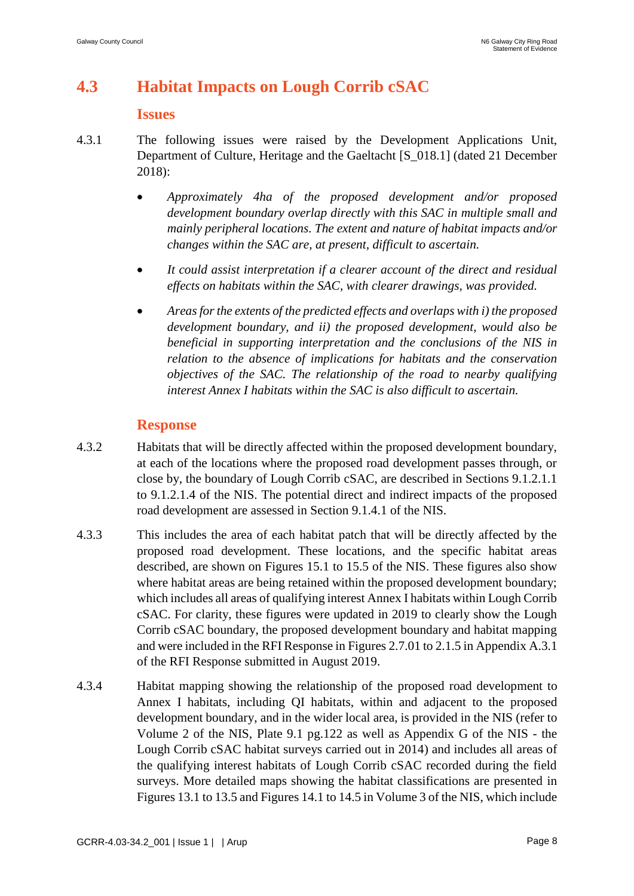## 4.3 Habitat Impacts on Lough Corrib cSAC

### Issues

4.3.1 The following issues were raised by the Development Applications Unit, Department of Culture, Heritage and the Gaeltacht [S_018.1] (dated 21 December 2018):

- *Approximately 4ha of the proposed development and/or proposed development boundary overlap directly with this SAC in multiple small and mainly peripheral locations. The extent and nature of habitat impacts and/or changes within the SAC are, at present, difficult to ascertain.*
- *It could assist interpretation if a clearer account of the direct and residual effects on habitats within the SAC, with clearer drawings, was provided.*
- *Areas for the extents of the predicted effects and overlaps with i) the proposed development boundary, and ii) the proposed development, would also be beneficial in supporting interpretation and the conclusions of the NIS in relation to the absence of implications for habitats and the conservation objectives of the SAC. The relationship of the road to nearby qualifying interest Annex I habitats within the SAC is also difficult to ascertain.*

### Response

4.3.2 Habitats that will be directly affected within the proposed development boundary, at each of the locations where the proposed road development passes through, or close by, the boundary of Lough Corrib cSAC, are described in Sections 9.1.2.1.1 to 9.1.2.1.4 of the NIS. The potential direct and indirect impacts of the proposed road development are assessed in Section 9.1.4.1 of the NIS.

4.3.3 This includes the area of each habitat patch that will be directly affected by the proposed road development. These locations, and the specific habitat areas described, are shown on Figures 15.1 to 15.5 of the NIS. These figures also show where habitat areas are being retained within the proposed development boundary; which includes all areas of qualifying interest Annex I habitats within Lough Corrib cSAC. For clarity, these figures were updated in 2019 to clearly show the Lough Corrib cSAC boundary, the proposed development boundary and habitat mapping and were included in the RFI Response in Figures 2.7.01 to 2.1.5 in Appendix A.3.1 of the RFI Response submitted in August 2019.

4.3.4 Habitat mapping showing the relationship of the proposed road development to Annex I habitats, including QI habitats, within and adjacent to the proposed development boundary, and in the wider local area, is provided in the NIS (refer to Volume 2 of the NIS, Plate 9.1 pg.122 as well as Appendix G of the NIS - the Lough Corrib cSAC habitat surveys carried out in 2014) and includes all areas of the qualifying interest habitats of Lough Corrib cSAC recorded during the field surveys. More detailed maps showing the habitat classifications are presented in Figures 13.1 to 13.5 and Figures 14.1 to 14.5 in Volume 3 of the NIS, which include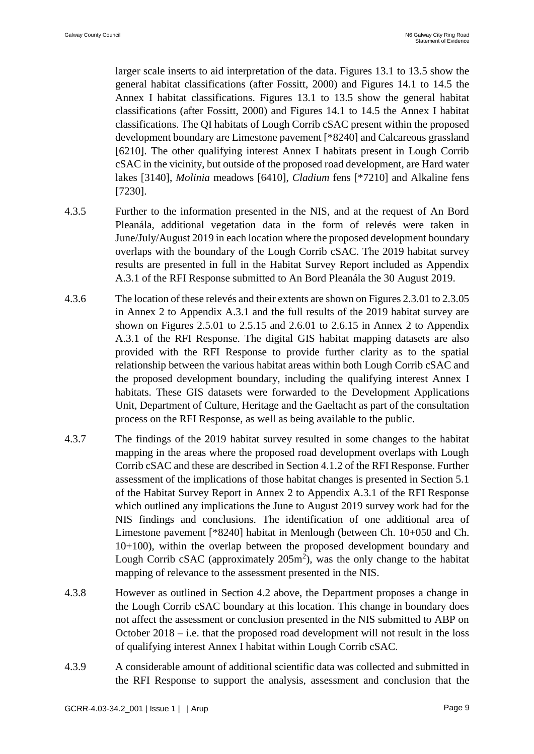larger scale inserts to aid interpretation of the data. Figures 13.1 to 13.5 show the general habitat classifications (after Fossitt, 2000) and Figures 14.1 to 14.5 the Annex I habitat classifications. Figures 13.1 to 13.5 show the general habitat classifications (after Fossitt, 2000) and Figures 14.1 to 14.5 the Annex I habitat classifications. The QI habitats of Lough Corrib cSAC present within the proposed development boundary are Limestone pavement [*8240] and Calcareous grassland [6210]. The other qualifying interest Annex I habitats present in Lough Corrib cSAC in the vicinity, but outside of the proposed road development, are Hard water lakes [3140], *Molinia* meadows [6410], *Cladium* fens [*7210] and Alkaline fens [7230].

4.3.5 Further to the information presented in the NIS, and at the request of An Bord Pleanála, additional vegetation data in the form of relevés were taken in June/July/August 2019 in each location where the proposed development boundary overlaps with the boundary of the Lough Corrib cSAC. The 2019 habitat survey results are presented in full in the Habitat Survey Report included as Appendix A.3.1 of the RFI Response submitted to An Bord Pleanála the 30 August 2019.

4.3.6 The location of these relevés and their extents are shown on Figures 2.3.01 to 2.3.05 in Annex 2 to Appendix A.3.1 and the full results of the 2019 habitat survey are shown on Figures 2.5.01 to 2.5.15 and 2.6.01 to 2.6.15 in Annex 2 to Appendix A.3.1 of the RFI Response. The digital GIS habitat mapping datasets are also provided with the RFI Response to provide further clarity as to the spatial relationship between the various habitat areas within both Lough Corrib cSAC and the proposed development boundary, including the qualifying interest Annex I habitats. These GIS datasets were forwarded to the Development Applications Unit, Department of Culture, Heritage and the Gaeltacht as part of the consultation process on the RFI Response, as well as being available to the public.

4.3.7 The findings of the 2019 habitat survey resulted in some changes to the habitat mapping in the areas where the proposed road development overlaps with Lough Corrib cSAC and these are described in Section 4.1.2 of the RFI Response. Further assessment of the implications of those habitat changes is presented in Section 5.1 of the Habitat Survey Report in Annex 2 to Appendix A.3.1 of the RFI Response which outlined any implications the June to August 2019 survey work had for the NIS findings and conclusions. The identification of one additional area of Limestone pavement [*8240] habitat in Menlough (between Ch. 10+050 and Ch. 10+100), within the overlap between the proposed development boundary and Lough Corrib cSAC (approximately 205m$^2$), was the only change to the habitat mapping of relevance to the assessment presented in the NIS.

4.3.8 However as outlined in Section 4.2 above, the Department proposes a change in the Lough Corrib cSAC boundary at this location. This change in boundary does not affect the assessment or conclusion presented in the NIS submitted to ABP on October 2018 – i.e. that the proposed road development will not result in the loss of qualifying interest Annex I habitat within Lough Corrib cSAC.

4.3.9 A considerable amount of additional scientific data was collected and submitted in the RFI Response to support the analysis, assessment and conclusion that the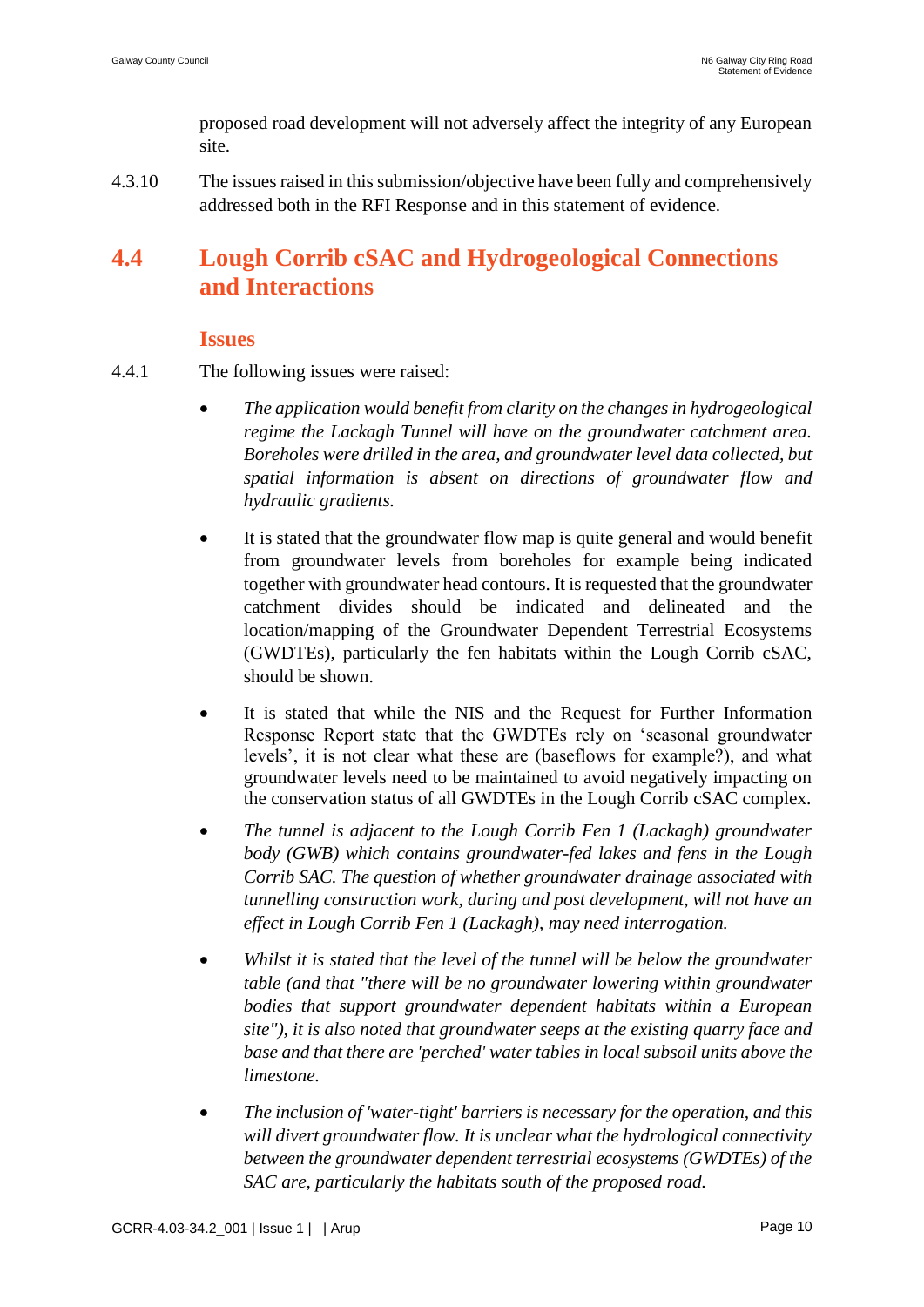proposed road development will not adversely affect the integrity of any European site.

4.3.10 The issues raised in this submission/objective have been fully and comprehensively addressed both in the RFI Response and in this statement of evidence.

## 4.4 Lough Corrib cSAC and Hydrogeological Connections and Interactions

### Issues

4.4.1 The following issues were raised:

- *The application would benefit from clarity on the changes in hydrogeological regime the Lackagh Tunnel will have on the groundwater catchment area. Boreholes were drilled in the area, and groundwater level data collected, but spatial information is absent on directions of groundwater flow and hydraulic gradients.*

- It is stated that the groundwater flow map is quite general and would benefit from groundwater levels from boreholes for example being indicated together with groundwater head contours. It is requested that the groundwater catchment divides should be indicated and delineated and the location/mapping of the Groundwater Dependent Terrestrial Ecosystems (GWDTEs), particularly the fen habitats within the Lough Corrib cSAC, should be shown.

- It is stated that while the NIS and the Request for Further Information Response Report state that the GWDTEs rely on 'seasonal groundwater levels', it is not clear what these are (baseflows for example?), and what groundwater levels need to be maintained to avoid negatively impacting on the conservation status of all GWDTEs in the Lough Corrib cSAC complex.

- *The tunnel is adjacent to the Lough Corrib Fen 1 (Lackagh) groundwater body (GWB) which contains groundwater-fed lakes and fens in the Lough Corrib SAC. The question of whether groundwater drainage associated with tunnelling construction work, during and post development, will not have an effect in Lough Corrib Fen 1 (Lackagh), may need interrogation.*

- *Whilst it is stated that the level of the tunnel will be below the groundwater table (and that "there will be no groundwater lowering within groundwater bodies that support groundwater dependent habitats within a European site"), it is also noted that groundwater seeps at the existing quarry face and base and that there are 'perched' water tables in local subsoil units above the limestone.*

- *The inclusion of 'water-tight' barriers is necessary for the operation, and this will divert groundwater flow. It is unclear what the hydrological connectivity between the groundwater dependent terrestrial ecosystems (GWDTEs) of the SAC are, particularly the habitats south of the proposed road.*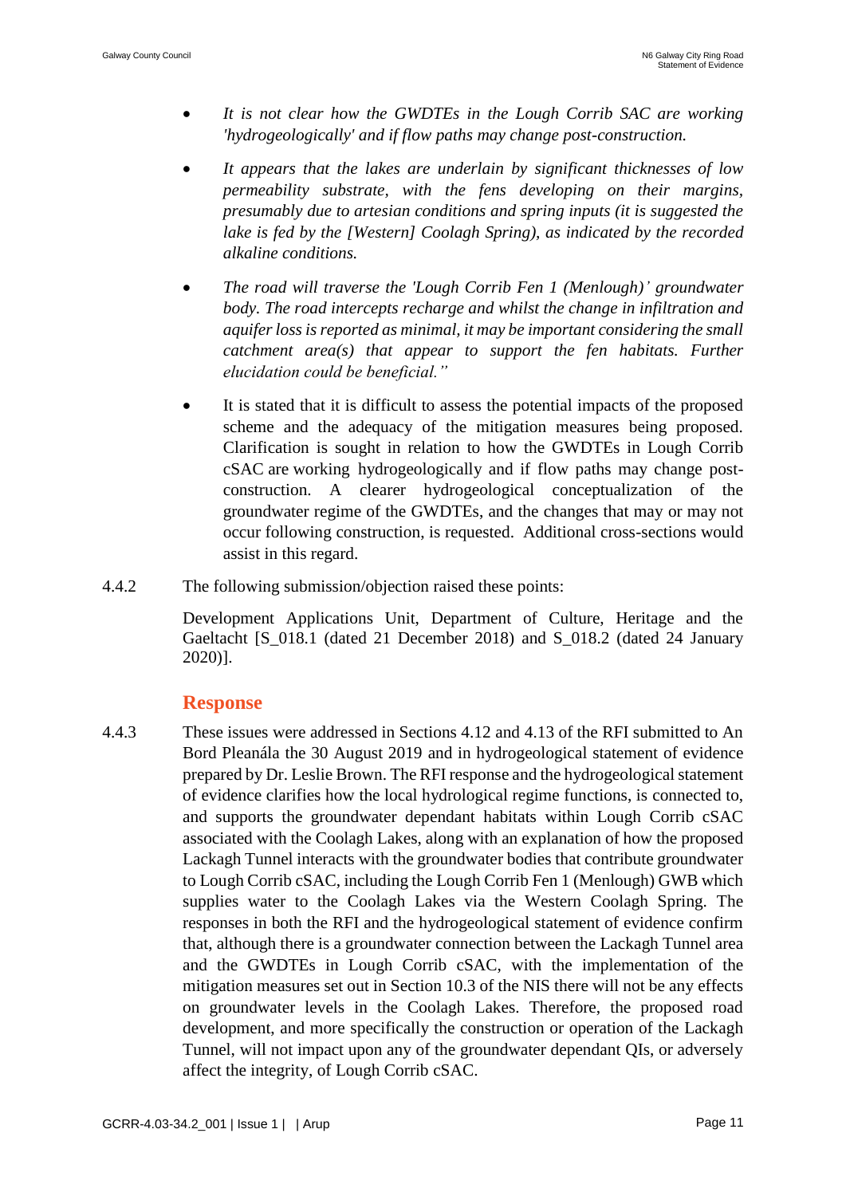- *It is not clear how the GWDTEs in the Lough Corrib SAC are working 'hydrogeologically' and if flow paths may change post-construction.*
- *It appears that the lakes are underlain by significant thicknesses of low permeability substrate, with the fens developing on their margins, presumably due to artesian conditions and spring inputs (it is suggested the lake is fed by the [Western] Coolagh Spring), as indicated by the recorded alkaline conditions.*
- *The road will traverse the 'Lough Corrib Fen 1 (Menlough)' groundwater body. The road intercepts recharge and whilst the change in infiltration and aquifer loss is reported as minimal, it may be important considering the small catchment area(s) that appear to support the fen habitats. Further elucidation could be beneficial."*
- It is stated that it is difficult to assess the potential impacts of the proposed scheme and the adequacy of the mitigation measures being proposed. Clarification is sought in relation to how the GWDTEs in Lough Corrib cSAC are working hydrogeologically and if flow paths may change post-construction. A clearer hydrogeological conceptualization of the groundwater regime of the GWDTEs, and the changes that may or may not occur following construction, is requested. Additional cross-sections would assist in this regard.

4.4.2 The following submission/objection raised these points:

Development Applications Unit, Department of Culture, Heritage and the Gaeltacht [S_018.1 (dated 21 December 2018) and S_018.2 (dated 24 January 2020)].

## Response

4.4.3 These issues were addressed in Sections 4.12 and 4.13 of the RFI submitted to An Bord Pleanála the 30 August 2019 and in hydrogeological statement of evidence prepared by Dr. Leslie Brown. The RFI response and the hydrogeological statement of evidence clarifies how the local hydrological regime functions, is connected to, and supports the groundwater dependant habitats within Lough Corrib cSAC associated with the Coolagh Lakes, along with an explanation of how the proposed Lackagh Tunnel interacts with the groundwater bodies that contribute groundwater to Lough Corrib cSAC, including the Lough Corrib Fen 1 (Menlough) GWB which supplies water to the Coolagh Lakes via the Western Coolagh Spring. The responses in both the RFI and the hydrogeological statement of evidence confirm that, although there is a groundwater connection between the Lackagh Tunnel area and the GWDTEs in Lough Corrib cSAC, with the implementation of the mitigation measures set out in Section 10.3 of the NIS there will not be any effects on groundwater levels in the Coolagh Lakes. Therefore, the proposed road development, and more specifically the construction or operation of the Lackagh Tunnel, will not impact upon any of the groundwater dependant QIs, or adversely affect the integrity, of Lough Corrib cSAC.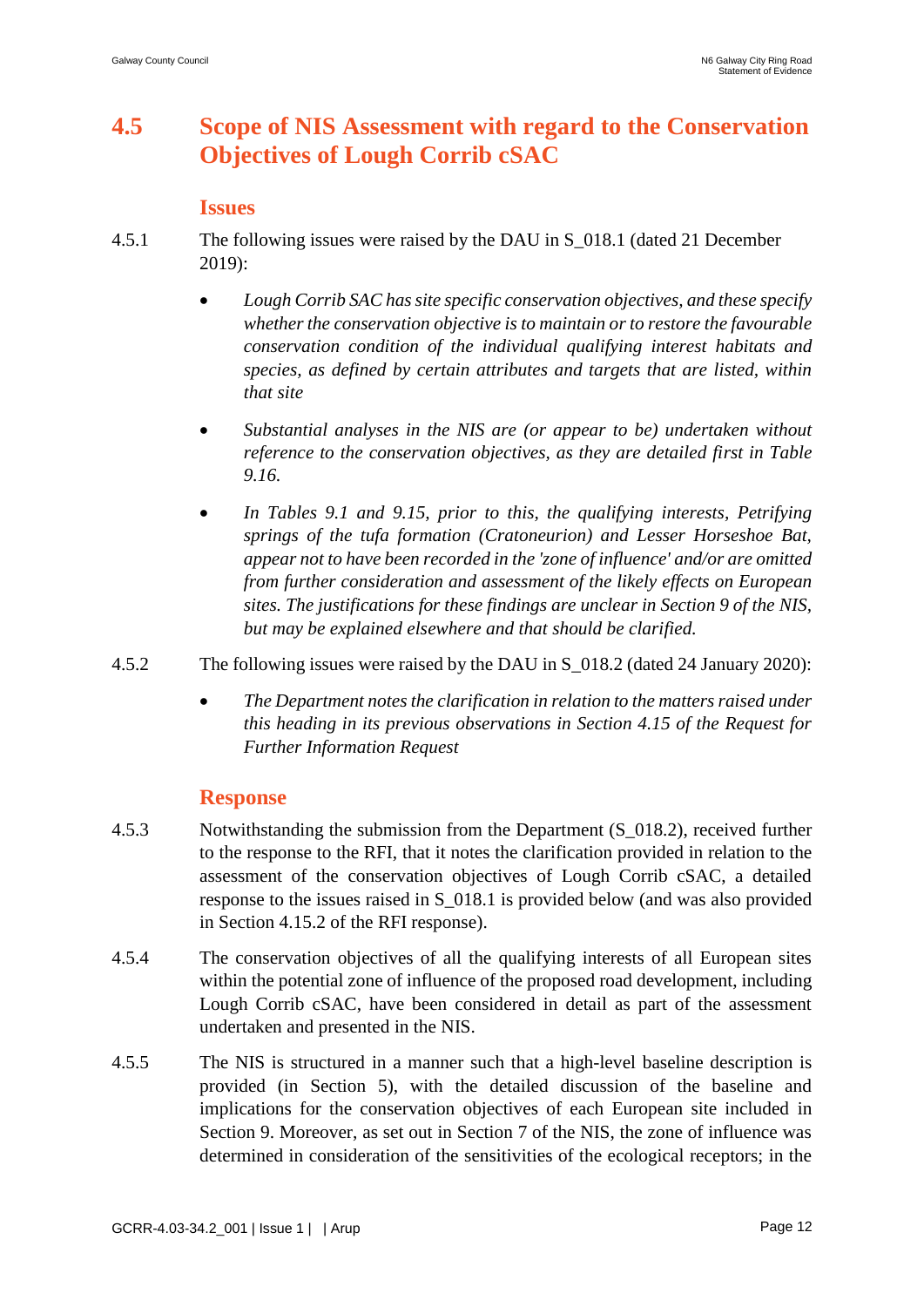## 4.5 Scope of NIS Assessment with regard to the Conservation Objectives of Lough Corrib cSAC

### Issues

4.5.1 The following issues were raised by the DAU in S_018.1 (dated 21 December 2019):

- *Lough Corrib SAC has site specific conservation objectives, and these specify whether the conservation objective is to maintain or to restore the favourable conservation condition of the individual qualifying interest habitats and species, as defined by certain attributes and targets that are listed, within that site*
- *Substantial analyses in the NIS are (or appear to be) undertaken without reference to the conservation objectives, as they are detailed first in Table 9.16.*
- *In Tables 9.1 and 9.15, prior to this, the qualifying interests, Petrifying springs of the tufa formation (Cratoneurion) and Lesser Horseshoe Bat, appear not to have been recorded in the 'zone of influence' and/or are omitted from further consideration and assessment of the likely effects on European sites. The justifications for these findings are unclear in Section 9 of the NIS, but may be explained elsewhere and that should be clarified.*

4.5.2 The following issues were raised by the DAU in S_018.2 (dated 24 January 2020):

- *The Department notes the clarification in relation to the matters raised under this heading in its previous observations in Section 4.15 of the Request for Further Information Request*

### Response

4.5.3 Notwithstanding the submission from the Department (S_018.2), received further to the response to the RFI, that it notes the clarification provided in relation to the assessment of the conservation objectives of Lough Corrib cSAC, a detailed response to the issues raised in S_018.1 is provided below (and was also provided in Section 4.15.2 of the RFI response).

4.5.4 The conservation objectives of all the qualifying interests of all European sites within the potential zone of influence of the proposed road development, including Lough Corrib cSAC, have been considered in detail as part of the assessment undertaken and presented in the NIS.

4.5.5 The NIS is structured in a manner such that a high-level baseline description is provided (in Section 5), with the detailed discussion of the baseline and implications for the conservation objectives of each European site included in Section 9. Moreover, as set out in Section 7 of the NIS, the zone of influence was determined in consideration of the sensitivities of the ecological receptors; in the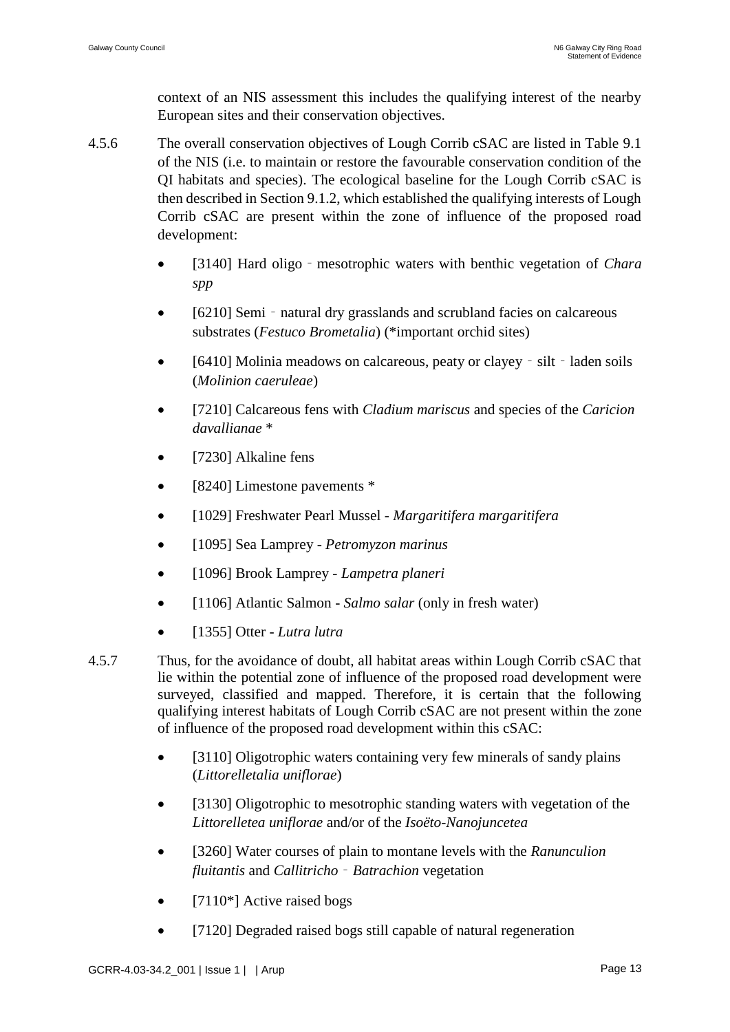context of an NIS assessment this includes the qualifying interest of the nearby European sites and their conservation objectives.

4.5.6 The overall conservation objectives of Lough Corrib cSAC are listed in Table 9.1 of the NIS (i.e. to maintain or restore the favourable conservation condition of the QI habitats and species). The ecological baseline for the Lough Corrib cSAC is then described in Section 9.1.2, which established the qualifying interests of Lough Corrib cSAC are present within the zone of influence of the proposed road development:

- [3140] Hard oligo‐mesotrophic waters with benthic vegetation of *Chara spp*
- [6210] Semi‐natural dry grasslands and scrubland facies on calcareous substrates (*Festuco Brometalia*) (*important orchid sites)
- [6410] Molinia meadows on calcareous, peaty or clayey‐silt‐laden soils (*Molinion caeruleae*)
- [7210] Calcareous fens with *Cladium mariscus* and species of the *Caricion davallianae* *
- [7230] Alkaline fens
- [8240] Limestone pavements *
- [1029] Freshwater Pearl Mussel - *Margaritifera margaritifera*
- [1095] Sea Lamprey - *Petromyzon marinus*
- [1096] Brook Lamprey - *Lampetra planeri*
- [1106] Atlantic Salmon - *Salmo salar* (only in fresh water)
- [1355] Otter - *Lutra lutra*

4.5.7 Thus, for the avoidance of doubt, all habitat areas within Lough Corrib cSAC that lie within the potential zone of influence of the proposed road development were surveyed, classified and mapped. Therefore, it is certain that the following qualifying interest habitats of Lough Corrib cSAC are not present within the zone of influence of the proposed road development within this cSAC:

- [3110] Oligotrophic waters containing very few minerals of sandy plains (*Littorelletalia uniflorae*)
- [3130] Oligotrophic to mesotrophic standing waters with vegetation of the *Littorelletea uniflorae* and/or of the *Isoëto-Nanojuncetea*
- [3260] Water courses of plain to montane levels with the *Ranunculion fluitantis* and *Callitricho‐Batrachion* vegetation
- [7110*] Active raised bogs
- [7120] Degraded raised bogs still capable of natural regeneration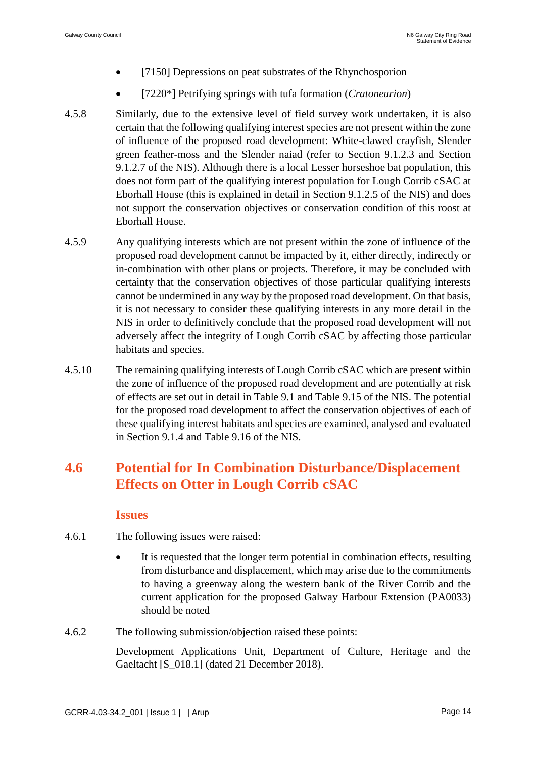- [7150] Depressions on peat substrates of the Rhynchosporion
- [7220*] Petrifying springs with tufa formation (*Cratoneurion*)

4.5.8 Similarly, due to the extensive level of field survey work undertaken, it is also certain that the following qualifying interest species are not present within the zone of influence of the proposed road development: White-clawed crayfish, Slender green feather-moss and the Slender naiad (refer to Section 9.1.2.3 and Section 9.1.2.7 of the NIS). Although there is a local Lesser horseshoe bat population, this does not form part of the qualifying interest population for Lough Corrib cSAC at Eborhall House (this is explained in detail in Section 9.1.2.5 of the NIS) and does not support the conservation objectives or conservation condition of this roost at Eborhall House.

4.5.9 Any qualifying interests which are not present within the zone of influence of the proposed road development cannot be impacted by it, either directly, indirectly or in-combination with other plans or projects. Therefore, it may be concluded with certainty that the conservation objectives of those particular qualifying interests cannot be undermined in any way by the proposed road development. On that basis, it is not necessary to consider these qualifying interests in any more detail in the NIS in order to definitively conclude that the proposed road development will not adversely affect the integrity of Lough Corrib cSAC by affecting those particular habitats and species.

4.5.10 The remaining qualifying interests of Lough Corrib cSAC which are present within the zone of influence of the proposed road development and are potentially at risk of effects are set out in detail in Table 9.1 and Table 9.15 of the NIS. The potential for the proposed road development to affect the conservation objectives of each of these qualifying interest habitats and species are examined, analysed and evaluated in Section 9.1.4 and Table 9.16 of the NIS.

## 4.6 Potential for In Combination Disturbance/Displacement Effects on Otter in Lough Corrib cSAC

### Issues

4.6.1 The following issues were raised:

- It is requested that the longer term potential in combination effects, resulting from disturbance and displacement, which may arise due to the commitments to having a greenway along the western bank of the River Corrib and the current application for the proposed Galway Harbour Extension (PA0033) should be noted

4.6.2 The following submission/objection raised these points:

Development Applications Unit, Department of Culture, Heritage and the Gaeltacht [S_018.1] (dated 21 December 2018).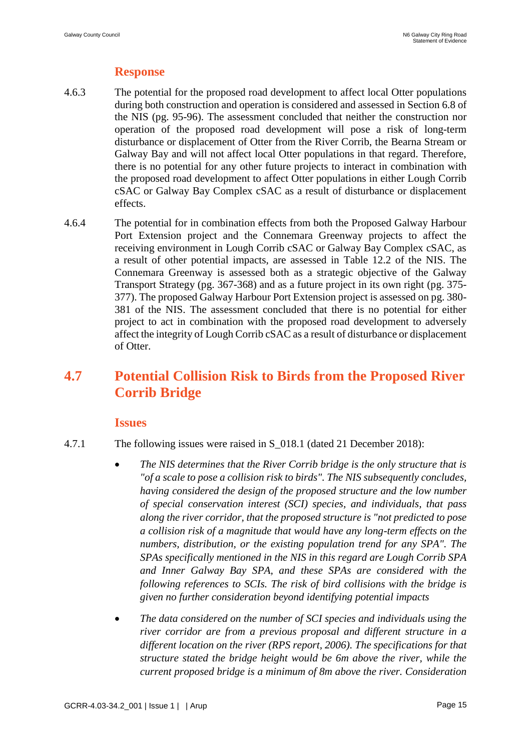### Response

4.6.3 The potential for the proposed road development to affect local Otter populations during both construction and operation is considered and assessed in Section 6.8 of the NIS (pg. 95-96). The assessment concluded that neither the construction nor operation of the proposed road development will pose a risk of long-term disturbance or displacement of Otter from the River Corrib, the Bearna Stream or Galway Bay and will not affect local Otter populations in that regard. Therefore, there is no potential for any other future projects to interact in combination with the proposed road development to affect Otter populations in either Lough Corrib cSAC or Galway Bay Complex cSAC as a result of disturbance or displacement effects.

4.6.4 The potential for in combination effects from both the Proposed Galway Harbour Port Extension project and the Connemara Greenway projects to affect the receiving environment in Lough Corrib cSAC or Galway Bay Complex cSAC, as a result of other potential impacts, are assessed in Table 12.2 of the NIS. The Connemara Greenway is assessed both as a strategic objective of the Galway Transport Strategy (pg. 367-368) and as a future project in its own right (pg. 375-377). The proposed Galway Harbour Port Extension project is assessed on pg. 380-381 of the NIS. The assessment concluded that there is no potential for either project to act in combination with the proposed road development to adversely affect the integrity of Lough Corrib cSAC as a result of disturbance or displacement of Otter.

## 4.7 Potential Collision Risk to Birds from the Proposed River Corrib Bridge

### Issues

4.7.1 The following issues were raised in S_018.1 (dated 21 December 2018):

- *The NIS determines that the River Corrib bridge is the only structure that is "of a scale to pose a collision risk to birds". The NIS subsequently concludes, having considered the design of the proposed structure and the low number of special conservation interest (SCI) species, and individuals, that pass along the river corridor, that the proposed structure is "not predicted to pose a collision risk of a magnitude that would have any long-term effects on the numbers, distribution, or the existing population trend for any SPA". The SPAs specifically mentioned in the NIS in this regard are Lough Corrib SPA and Inner Galway Bay SPA, and these SPAs are considered with the following references to SCIs. The risk of bird collisions with the bridge is given no further consideration beyond identifying potential impacts*

- *The data considered on the number of SCI species and individuals using the river corridor are from a previous proposal and different structure in a different location on the river (RPS report, 2006). The specifications for that structure stated the bridge height would be 6m above the river, while the current proposed bridge is a minimum of 8m above the river. Consideration*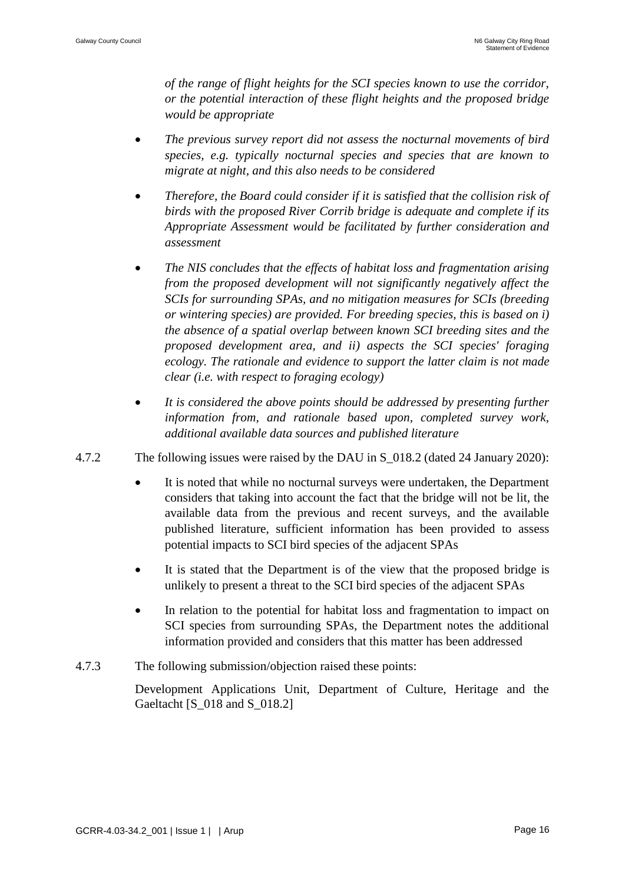*of the range of flight heights for the SCI species known to use the corridor, or the potential interaction of these flight heights and the proposed bridge would be appropriate*

- *The previous survey report did not assess the nocturnal movements of bird species, e.g. typically nocturnal species and species that are known to migrate at night, and this also needs to be considered*
- *Therefore, the Board could consider if it is satisfied that the collision risk of birds with the proposed River Corrib bridge is adequate and complete if its Appropriate Assessment would be facilitated by further consideration and assessment*
- *The NIS concludes that the effects of habitat loss and fragmentation arising from the proposed development will not significantly negatively affect the SCIs for surrounding SPAs, and no mitigation measures for SCIs (breeding or wintering species) are provided. For breeding species, this is based on i) the absence of a spatial overlap between known SCI breeding sites and the proposed development area, and ii) aspects the SCI species' foraging ecology. The rationale and evidence to support the latter claim is not made clear (i.e. with respect to foraging ecology)*
- *It is considered the above points should be addressed by presenting further information from, and rationale based upon, completed survey work, additional available data sources and published literature*

4.7.2 The following issues were raised by the DAU in S_018.2 (dated 24 January 2020):

- It is noted that while no nocturnal surveys were undertaken, the Department considers that taking into account the fact that the bridge will not be lit, the available data from the previous and recent surveys, and the available published literature, sufficient information has been provided to assess potential impacts to SCI bird species of the adjacent SPAs
- It is stated that the Department is of the view that the proposed bridge is unlikely to present a threat to the SCI bird species of the adjacent SPAs
- In relation to the potential for habitat loss and fragmentation to impact on SCI species from surrounding SPAs, the Department notes the additional information provided and considers that this matter has been addressed

4.7.3 The following submission/objection raised these points:

Development Applications Unit, Department of Culture, Heritage and the Gaeltacht [S_018 and S_018.2]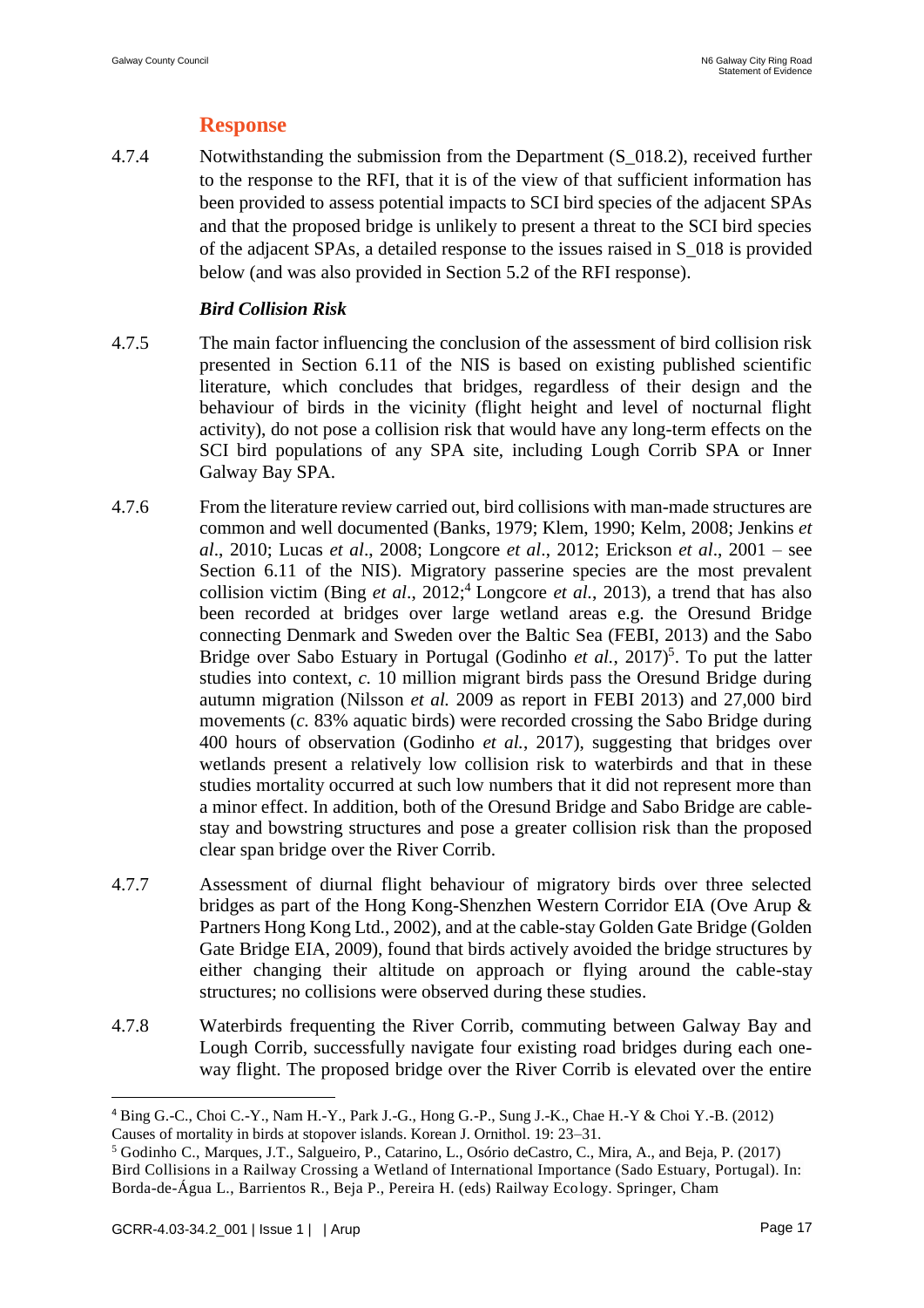## Response

4.7.4 Notwithstanding the submission from the Department (S_018.2), received further to the response to the RFI, that it is of the view of that sufficient information has been provided to assess potential impacts to SCI bird species of the adjacent SPAs and that the proposed bridge is unlikely to present a threat to the SCI bird species of the adjacent SPAs, a detailed response to the issues raised in S_018 is provided below (and was also provided in Section 5.2 of the RFI response).

***Bird Collision Risk***

4.7.5 The main factor influencing the conclusion of the assessment of bird collision risk presented in Section 6.11 of the NIS is based on existing published scientific literature, which concludes that bridges, regardless of their design and the behaviour of birds in the vicinity (flight height and level of nocturnal flight activity), do not pose a collision risk that would have any long-term effects on the SCI bird populations of any SPA site, including Lough Corrib SPA or Inner Galway Bay SPA.

4.7.6 From the literature review carried out, bird collisions with man-made structures are common and well documented (Banks, 1979; Klem, 1990; Kelm, 2008; Jenkins *et al*., 2010; Lucas *et al*., 2008; Longcore *et al*., 2012; Erickson *et al*., 2001 – see Section 6.11 of the NIS). Migratory passerine species are the most prevalent collision victim (Bing *et al*., 2012;[4] Longcore *et al.*, 2013), a trend that has also been recorded at bridges over large wetland areas e.g. the Oresund Bridge connecting Denmark and Sweden over the Baltic Sea (FEBI, 2013) and the Sabo Bridge over Sabo Estuary in Portugal (Godinho *et al.*, 2017)[5]. To put the latter studies into context, *c.* 10 million migrant birds pass the Oresund Bridge during autumn migration (Nilsson *et al.* 2009 as report in FEBI 2013) and 27,000 bird movements (*c.* 83% aquatic birds) were recorded crossing the Sabo Bridge during 400 hours of observation (Godinho *et al.*, 2017), suggesting that bridges over wetlands present a relatively low collision risk to waterbirds and that in these studies mortality occurred at such low numbers that it did not represent more than a minor effect. In addition, both of the Oresund Bridge and Sabo Bridge are cable-stay and bowstring structures and pose a greater collision risk than the proposed clear span bridge over the River Corrib.

4.7.7 Assessment of diurnal flight behaviour of migratory birds over three selected bridges as part of the Hong Kong-Shenzhen Western Corridor EIA (Ove Arup & Partners Hong Kong Ltd., 2002), and at the cable-stay Golden Gate Bridge (Golden Gate Bridge EIA, 2009), found that birds actively avoided the bridge structures by either changing their altitude on approach or flying around the cable-stay structures; no collisions were observed during these studies.

4.7.8 Waterbirds frequenting the River Corrib, commuting between Galway Bay and Lough Corrib, successfully navigate four existing road bridges during each one-way flight. The proposed bridge over the River Corrib is elevated over the entire

---

[4] Bing G.-C., Choi C.-Y., Nam H.-Y., Park J.-G., Hong G.-P., Sung J.-K., Chae H.-Y & Choi Y.-B. (2012) Causes of mortality in birds at stopover islands. Korean J. Ornithol. 19: 23–31.

[5] Godinho C., Marques, J.T., Salgueiro, P., Catarino, L., Osório deCastro, C., Mira, A., and Beja, P. (2017) Bird Collisions in a Railway Crossing a Wetland of International Importance (Sado Estuary, Portugal). In: Borda-de-Água L., Barrientos R., Beja P., Pereira H. (eds) Railway Ecology. Springer, Cham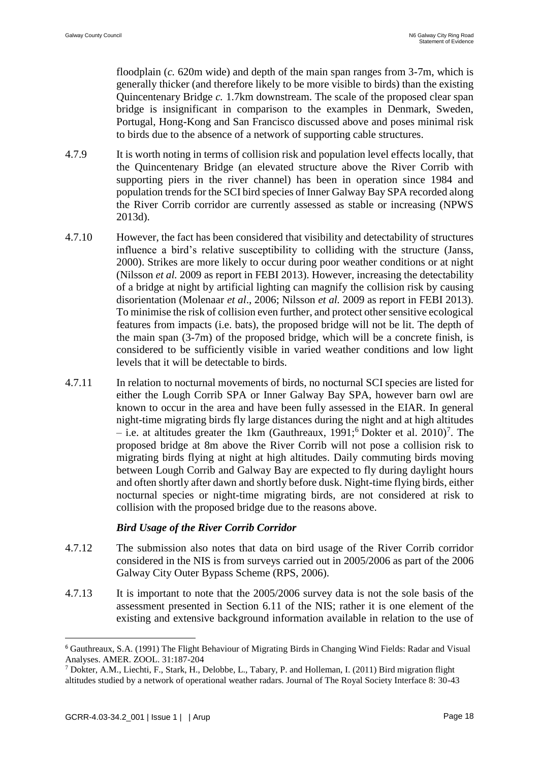floodplain (*c.* 620m wide) and depth of the main span ranges from 3-7m, which is generally thicker (and therefore likely to be more visible to birds) than the existing Quincentenary Bridge *c.* 1.7km downstream. The scale of the proposed clear span bridge is insignificant in comparison to the examples in Denmark, Sweden, Portugal, Hong-Kong and San Francisco discussed above and poses minimal risk to birds due to the absence of a network of supporting cable structures.

4.7.9 It is worth noting in terms of collision risk and population level effects locally, that the Quincentenary Bridge (an elevated structure above the River Corrib with supporting piers in the river channel) has been in operation since 1984 and population trends for the SCI bird species of Inner Galway Bay SPA recorded along the River Corrib corridor are currently assessed as stable or increasing (NPWS 2013d).

4.7.10 However, the fact has been considered that visibility and detectability of structures influence a bird's relative susceptibility to colliding with the structure (Janss, 2000). Strikes are more likely to occur during poor weather conditions or at night (Nilsson *et al.* 2009 as report in FEBI 2013). However, increasing the detectability of a bridge at night by artificial lighting can magnify the collision risk by causing disorientation (Molenaar *et al*., 2006; Nilsson *et al.* 2009 as report in FEBI 2013). To minimise the risk of collision even further, and protect other sensitive ecological features from impacts (i.e. bats), the proposed bridge will not be lit. The depth of the main span (3-7m) of the proposed bridge, which will be a concrete finish, is considered to be sufficiently visible in varied weather conditions and low light levels that it will be detectable to birds.

4.7.11 In relation to nocturnal movements of birds, no nocturnal SCI species are listed for either the Lough Corrib SPA or Inner Galway Bay SPA, however barn owl are known to occur in the area and have been fully assessed in the EIAR. In general night-time migrating birds fly large distances during the night and at high altitudes – i.e. at altitudes greater the 1km (Gauthreaux, 1991;[6] Dokter et al. 2010)[7]. The proposed bridge at 8m above the River Corrib will not pose a collision risk to migrating birds flying at night at high altitudes. Daily commuting birds moving between Lough Corrib and Galway Bay are expected to fly during daylight hours and often shortly after dawn and shortly before dusk. Night-time flying birds, either nocturnal species or night-time migrating birds, are not considered at risk to collision with the proposed bridge due to the reasons above.

### *Bird Usage of the River Corrib Corridor*

4.7.12 The submission also notes that data on bird usage of the River Corrib corridor considered in the NIS is from surveys carried out in 2005/2006 as part of the 2006 Galway City Outer Bypass Scheme (RPS, 2006).

4.7.13 It is important to note that the 2005/2006 survey data is not the sole basis of the assessment presented in Section 6.11 of the NIS; rather it is one element of the existing and extensive background information available in relation to the use of

---

[6] Gauthreaux, S.A. (1991) The Flight Behaviour of Migrating Birds in Changing Wind Fields: Radar and Visual Analyses. AMER. ZOOL. 31:187-204

[7] Dokter, A.M., Liechti, F., Stark, H., Delobbe, L., Tabary, P. and Holleman, I. (2011) Bird migration flight altitudes studied by a network of operational weather radars. Journal of The Royal Society Interface 8: 30-43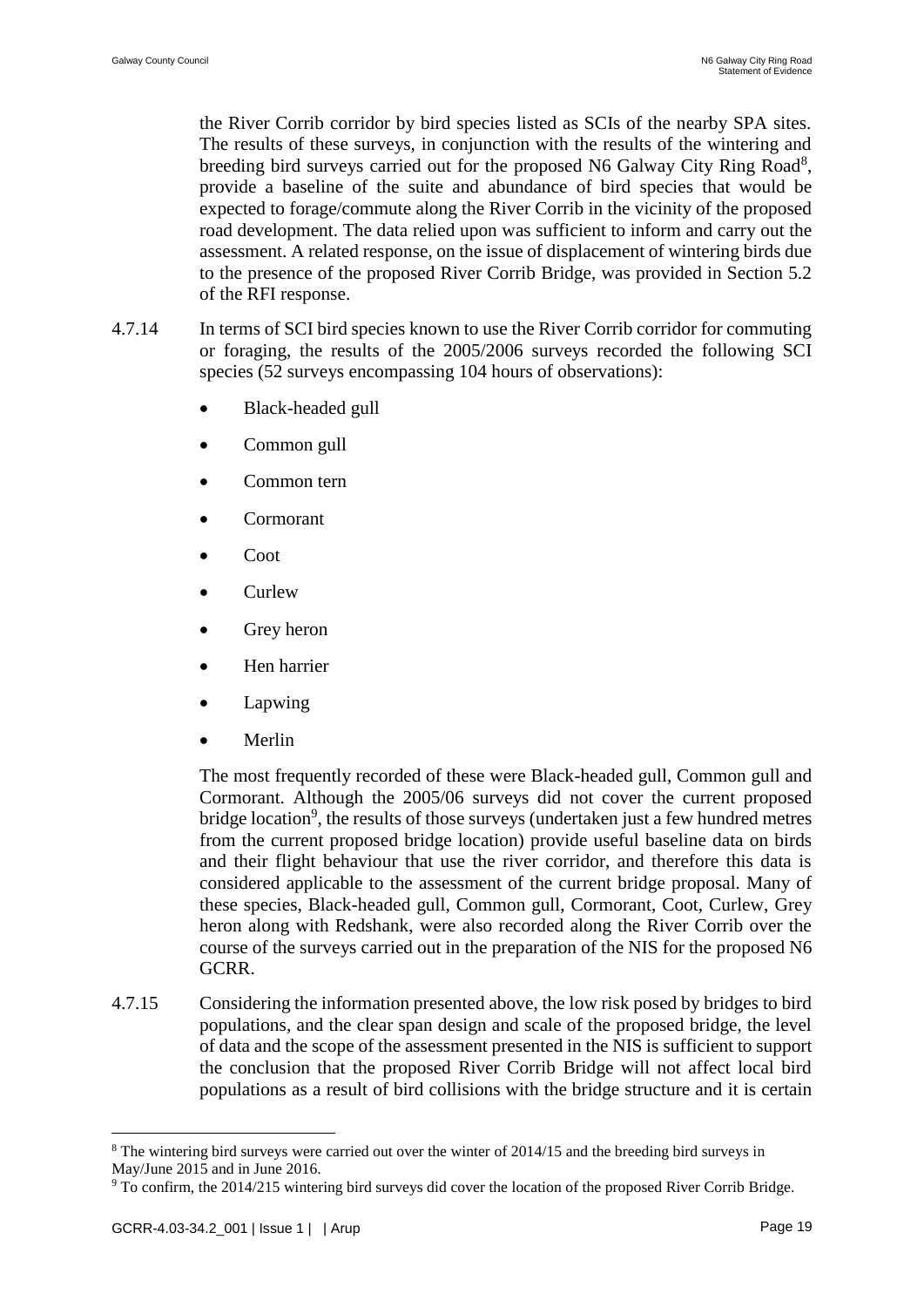the River Corrib corridor by bird species listed as SCIs of the nearby SPA sites. The results of these surveys, in conjunction with the results of the wintering and breeding bird surveys carried out for the proposed N6 Galway City Ring Road[8], provide a baseline of the suite and abundance of bird species that would be expected to forage/commute along the River Corrib in the vicinity of the proposed road development. The data relied upon was sufficient to inform and carry out the assessment. A related response, on the issue of displacement of wintering birds due to the presence of the proposed River Corrib Bridge, was provided in Section 5.2 of the RFI response.

4.7.14 In terms of SCI bird species known to use the River Corrib corridor for commuting or foraging, the results of the 2005/2006 surveys recorded the following SCI species (52 surveys encompassing 104 hours of observations):

- Black-headed gull
- Common gull
- Common tern
- Cormorant
- Coot
- Curlew
- Grey heron
- Hen harrier
- Lapwing
- Merlin

The most frequently recorded of these were Black-headed gull, Common gull and Cormorant. Although the 2005/06 surveys did not cover the current proposed bridge location[9], the results of those surveys (undertaken just a few hundred metres from the current proposed bridge location) provide useful baseline data on birds and their flight behaviour that use the river corridor, and therefore this data is considered applicable to the assessment of the current bridge proposal. Many of these species, Black-headed gull, Common gull, Cormorant, Coot, Curlew, Grey heron along with Redshank, were also recorded along the River Corrib over the course of the surveys carried out in the preparation of the NIS for the proposed N6 GCRR.

4.7.15 Considering the information presented above, the low risk posed by bridges to bird populations, and the clear span design and scale of the proposed bridge, the level of data and the scope of the assessment presented in the NIS is sufficient to support the conclusion that the proposed River Corrib Bridge will not affect local bird populations as a result of bird collisions with the bridge structure and it is certain

[8] The wintering bird surveys were carried out over the winter of 2014/15 and the breeding bird surveys in May/June 2015 and in June 2016.

[9] To confirm, the 2014/215 wintering bird surveys did cover the location of the proposed River Corrib Bridge.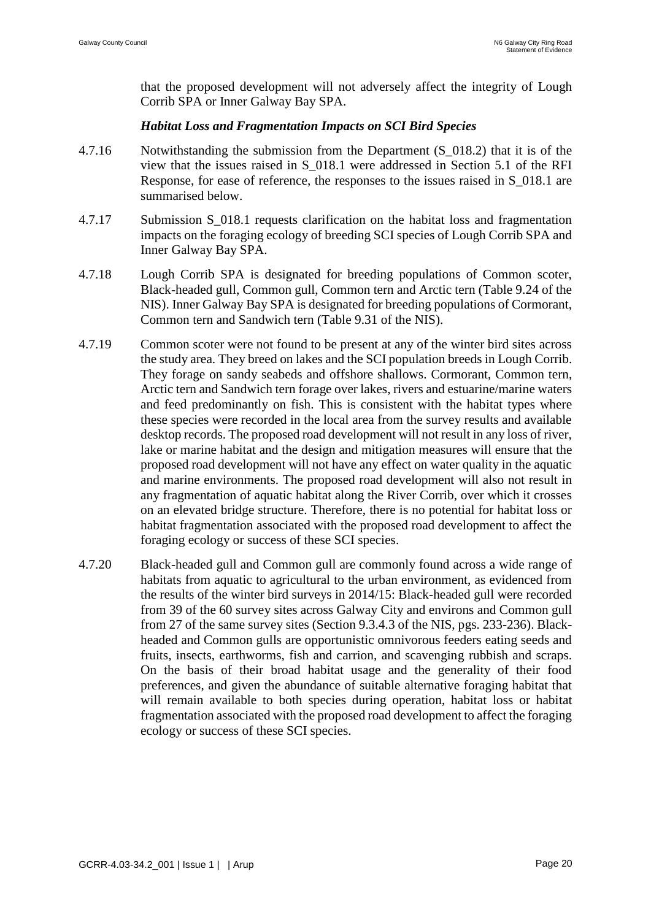that the proposed development will not adversely affect the integrity of Lough Corrib SPA or Inner Galway Bay SPA.

***Habitat Loss and Fragmentation Impacts on SCI Bird Species***

4.7.16 Notwithstanding the submission from the Department (S_018.2) that it is of the view that the issues raised in S_018.1 were addressed in Section 5.1 of the RFI Response, for ease of reference, the responses to the issues raised in S_018.1 are summarised below.

4.7.17 Submission S_018.1 requests clarification on the habitat loss and fragmentation impacts on the foraging ecology of breeding SCI species of Lough Corrib SPA and Inner Galway Bay SPA.

4.7.18 Lough Corrib SPA is designated for breeding populations of Common scoter, Black-headed gull, Common gull, Common tern and Arctic tern (Table 9.24 of the NIS). Inner Galway Bay SPA is designated for breeding populations of Cormorant, Common tern and Sandwich tern (Table 9.31 of the NIS).

4.7.19 Common scoter were not found to be present at any of the winter bird sites across the study area. They breed on lakes and the SCI population breeds in Lough Corrib. They forage on sandy seabeds and offshore shallows. Cormorant, Common tern, Arctic tern and Sandwich tern forage over lakes, rivers and estuarine/marine waters and feed predominantly on fish. This is consistent with the habitat types where these species were recorded in the local area from the survey results and available desktop records. The proposed road development will not result in any loss of river, lake or marine habitat and the design and mitigation measures will ensure that the proposed road development will not have any effect on water quality in the aquatic and marine environments. The proposed road development will also not result in any fragmentation of aquatic habitat along the River Corrib, over which it crosses on an elevated bridge structure. Therefore, there is no potential for habitat loss or habitat fragmentation associated with the proposed road development to affect the foraging ecology or success of these SCI species.

4.7.20 Black-headed gull and Common gull are commonly found across a wide range of habitats from aquatic to agricultural to the urban environment, as evidenced from the results of the winter bird surveys in 2014/15: Black-headed gull were recorded from 39 of the 60 survey sites across Galway City and environs and Common gull from 27 of the same survey sites (Section 9.3.4.3 of the NIS, pgs. 233-236). Black-headed and Common gulls are opportunistic omnivorous feeders eating seeds and fruits, insects, earthworms, fish and carrion, and scavenging rubbish and scraps. On the basis of their broad habitat usage and the generality of their food preferences, and given the abundance of suitable alternative foraging habitat that will remain available to both species during operation, habitat loss or habitat fragmentation associated with the proposed road development to affect the foraging ecology or success of these SCI species.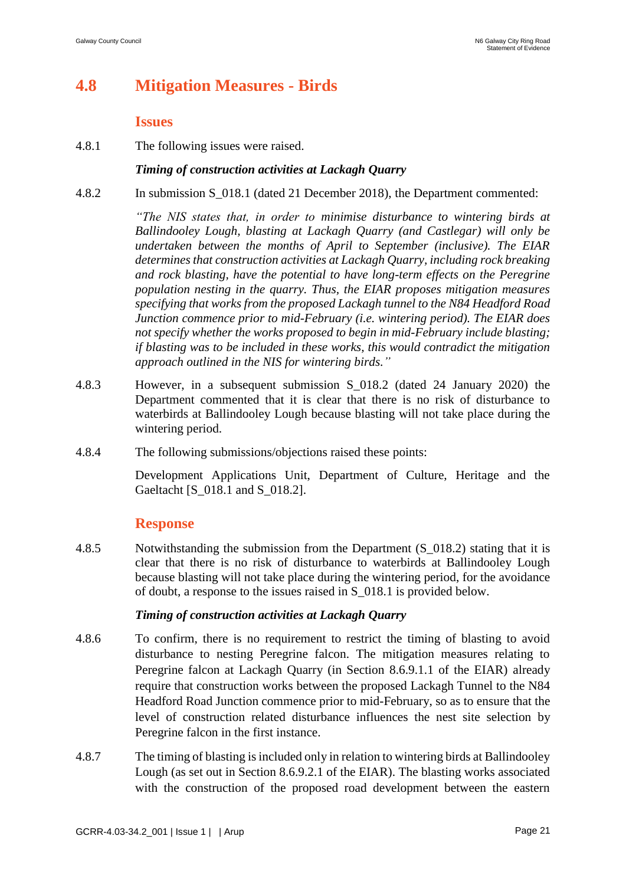## 4.8 Mitigation Measures - Birds

### Issues

4.8.1 The following issues were raised.

***Timing of construction activities at Lackagh Quarry***

4.8.2 In submission S_018.1 (dated 21 December 2018), the Department commented:

*"The NIS states that, in order to minimise disturbance to wintering birds at Ballindooley Lough, blasting at Lackagh Quarry (and Castlegar) will only be undertaken between the months of April to September (inclusive). The EIAR determines that construction activities at Lackagh Quarry, including rock breaking and rock blasting, have the potential to have long-term effects on the Peregrine population nesting in the quarry. Thus, the EIAR proposes mitigation measures specifying that works from the proposed Lackagh tunnel to the N84 Headford Road Junction commence prior to mid-February (i.e. wintering period). The EIAR does not specify whether the works proposed to begin in mid-February include blasting; if blasting was to be included in these works, this would contradict the mitigation approach outlined in the NIS for wintering birds."*

4.8.3 However, in a subsequent submission S_018.2 (dated 24 January 2020) the Department commented that it is clear that there is no risk of disturbance to waterbirds at Ballindooley Lough because blasting will not take place during the wintering period.

4.8.4 The following submissions/objections raised these points:

Development Applications Unit, Department of Culture, Heritage and the Gaeltacht [S_018.1 and S_018.2].

### Response

4.8.5 Notwithstanding the submission from the Department (S_018.2) stating that it is clear that there is no risk of disturbance to waterbirds at Ballindooley Lough because blasting will not take place during the wintering period, for the avoidance of doubt, a response to the issues raised in S_018.1 is provided below.

***Timing of construction activities at Lackagh Quarry***

4.8.6 To confirm, there is no requirement to restrict the timing of blasting to avoid disturbance to nesting Peregrine falcon. The mitigation measures relating to Peregrine falcon at Lackagh Quarry (in Section 8.6.9.1.1 of the EIAR) already require that construction works between the proposed Lackagh Tunnel to the N84 Headford Road Junction commence prior to mid-February, so as to ensure that the level of construction related disturbance influences the nest site selection by Peregrine falcon in the first instance.

4.8.7 The timing of blasting is included only in relation to wintering birds at Ballindooley Lough (as set out in Section 8.6.9.2.1 of the EIAR). The blasting works associated with the construction of the proposed road development between the eastern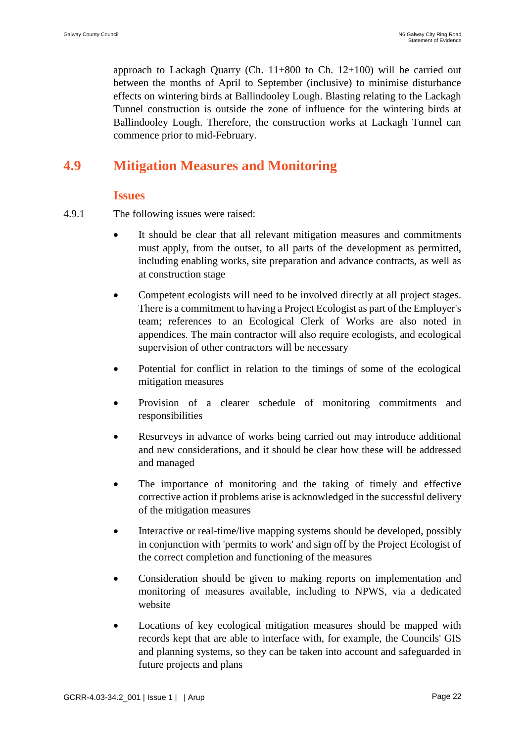approach to Lackagh Quarry (Ch. 11+800 to Ch. 12+100) will be carried out between the months of April to September (inclusive) to minimise disturbance effects on wintering birds at Ballindooley Lough. Blasting relating to the Lackagh Tunnel construction is outside the zone of influence for the wintering birds at Ballindooley Lough. Therefore, the construction works at Lackagh Tunnel can commence prior to mid-February.

## 4.9 Mitigation Measures and Monitoring

### Issues

4.9.1 The following issues were raised:

- It should be clear that all relevant mitigation measures and commitments must apply, from the outset, to all parts of the development as permitted, including enabling works, site preparation and advance contracts, as well as at construction stage
- Competent ecologists will need to be involved directly at all project stages. There is a commitment to having a Project Ecologist as part of the Employer's team; references to an Ecological Clerk of Works are also noted in appendices. The main contractor will also require ecologists, and ecological supervision of other contractors will be necessary
- Potential for conflict in relation to the timings of some of the ecological mitigation measures
- Provision of a clearer schedule of monitoring commitments and responsibilities
- Resurveys in advance of works being carried out may introduce additional and new considerations, and it should be clear how these will be addressed and managed
- The importance of monitoring and the taking of timely and effective corrective action if problems arise is acknowledged in the successful delivery of the mitigation measures
- Interactive or real-time/live mapping systems should be developed, possibly in conjunction with 'permits to work' and sign off by the Project Ecologist of the correct completion and functioning of the measures
- Consideration should be given to making reports on implementation and monitoring of measures available, including to NPWS, via a dedicated website
- Locations of key ecological mitigation measures should be mapped with records kept that are able to interface with, for example, the Councils' GIS and planning systems, so they can be taken into account and safeguarded in future projects and plans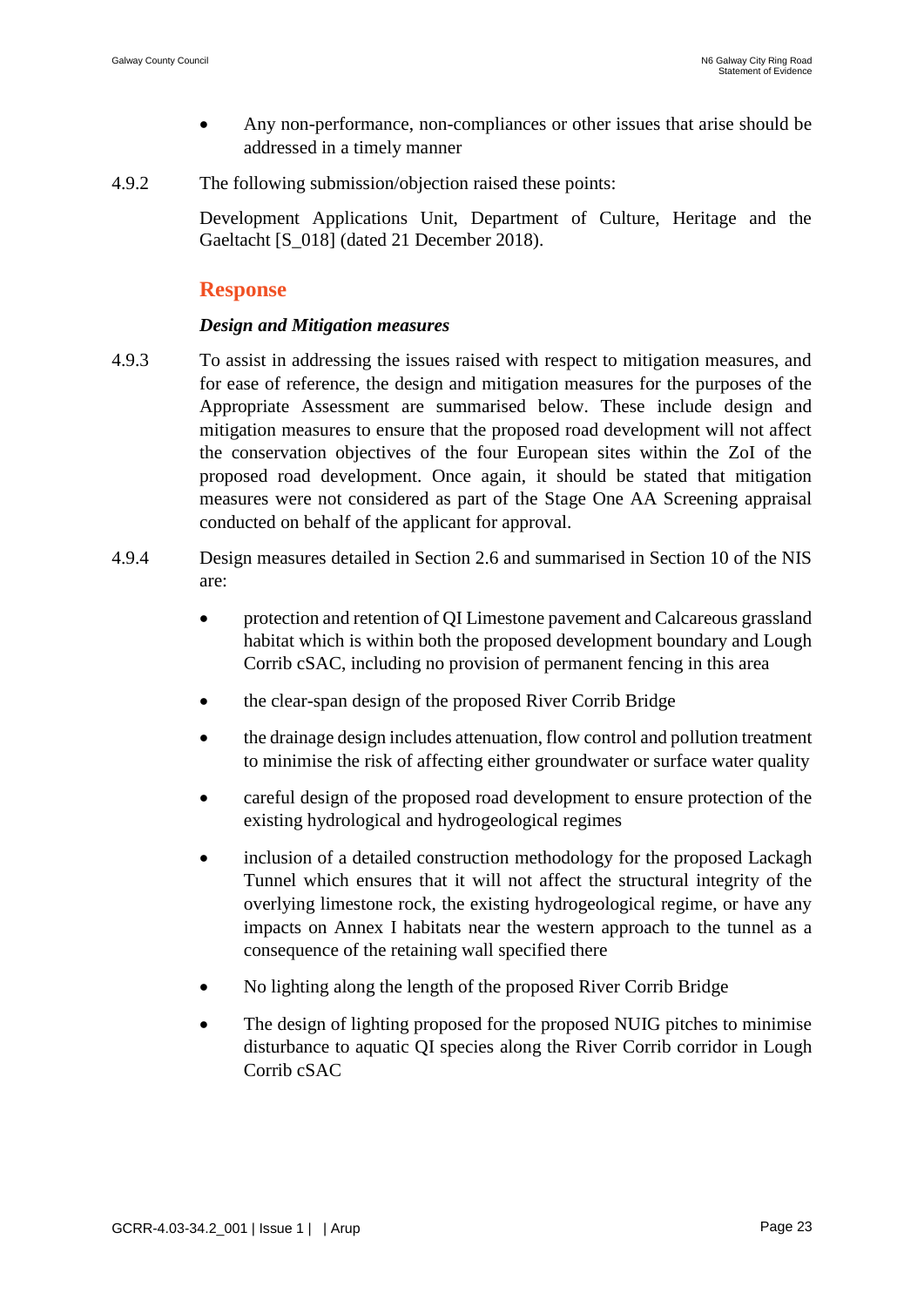- Any non-performance, non-compliances or other issues that arise should be addressed in a timely manner

4.9.2 The following submission/objection raised these points:

Development Applications Unit, Department of Culture, Heritage and the Gaeltacht [S_018] (dated 21 December 2018).

### Response

***Design and Mitigation measures***

4.9.3 To assist in addressing the issues raised with respect to mitigation measures, and for ease of reference, the design and mitigation measures for the purposes of the Appropriate Assessment are summarised below. These include design and mitigation measures to ensure that the proposed road development will not affect the conservation objectives of the four European sites within the ZoI of the proposed road development. Once again, it should be stated that mitigation measures were not considered as part of the Stage One AA Screening appraisal conducted on behalf of the applicant for approval.

4.9.4 Design measures detailed in Section 2.6 and summarised in Section 10 of the NIS are:

- protection and retention of QI Limestone pavement and Calcareous grassland habitat which is within both the proposed development boundary and Lough Corrib cSAC, including no provision of permanent fencing in this area
- the clear-span design of the proposed River Corrib Bridge
- the drainage design includes attenuation, flow control and pollution treatment to minimise the risk of affecting either groundwater or surface water quality
- careful design of the proposed road development to ensure protection of the existing hydrological and hydrogeological regimes
- inclusion of a detailed construction methodology for the proposed Lackagh Tunnel which ensures that it will not affect the structural integrity of the overlying limestone rock, the existing hydrogeological regime, or have any impacts on Annex I habitats near the western approach to the tunnel as a consequence of the retaining wall specified there
- No lighting along the length of the proposed River Corrib Bridge
- The design of lighting proposed for the proposed NUIG pitches to minimise disturbance to aquatic QI species along the River Corrib corridor in Lough Corrib cSAC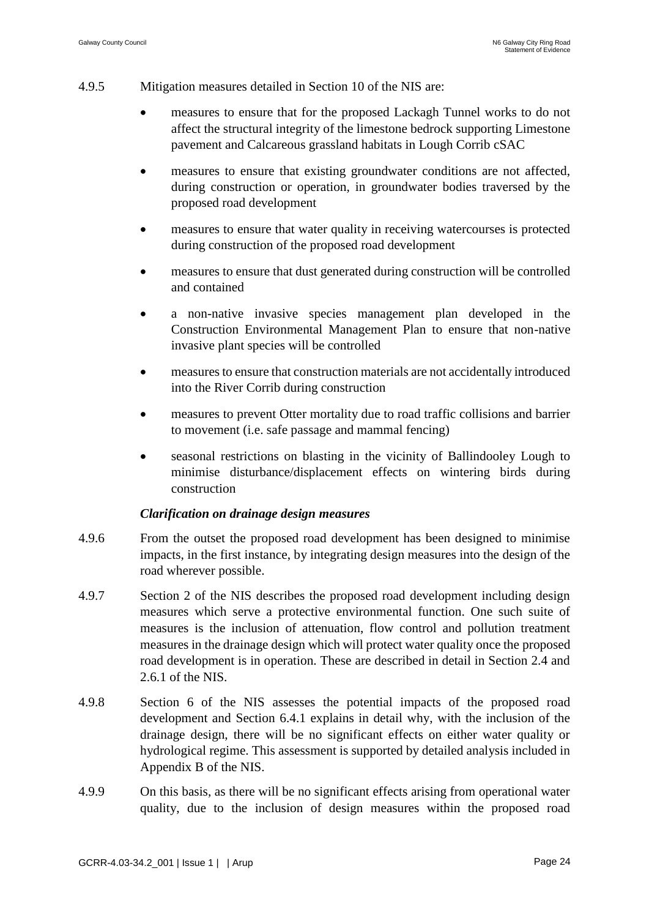4.9.5 Mitigation measures detailed in Section 10 of the NIS are:

- measures to ensure that for the proposed Lackagh Tunnel works to do not affect the structural integrity of the limestone bedrock supporting Limestone pavement and Calcareous grassland habitats in Lough Corrib cSAC
- measures to ensure that existing groundwater conditions are not affected, during construction or operation, in groundwater bodies traversed by the proposed road development
- measures to ensure that water quality in receiving watercourses is protected during construction of the proposed road development
- measures to ensure that dust generated during construction will be controlled and contained
- a non-native invasive species management plan developed in the Construction Environmental Management Plan to ensure that non-native invasive plant species will be controlled
- measures to ensure that construction materials are not accidentally introduced into the River Corrib during construction
- measures to prevent Otter mortality due to road traffic collisions and barrier to movement (i.e. safe passage and mammal fencing)
- seasonal restrictions on blasting in the vicinity of Ballindooley Lough to minimise disturbance/displacement effects on wintering birds during construction

***Clarification on drainage design measures***

4.9.6 From the outset the proposed road development has been designed to minimise impacts, in the first instance, by integrating design measures into the design of the road wherever possible.

4.9.7 Section 2 of the NIS describes the proposed road development including design measures which serve a protective environmental function. One such suite of measures is the inclusion of attenuation, flow control and pollution treatment measures in the drainage design which will protect water quality once the proposed road development is in operation. These are described in detail in Section 2.4 and 2.6.1 of the NIS.

4.9.8 Section 6 of the NIS assesses the potential impacts of the proposed road development and Section 6.4.1 explains in detail why, with the inclusion of the drainage design, there will be no significant effects on either water quality or hydrological regime. This assessment is supported by detailed analysis included in Appendix B of the NIS.

4.9.9 On this basis, as there will be no significant effects arising from operational water quality, due to the inclusion of design measures within the proposed road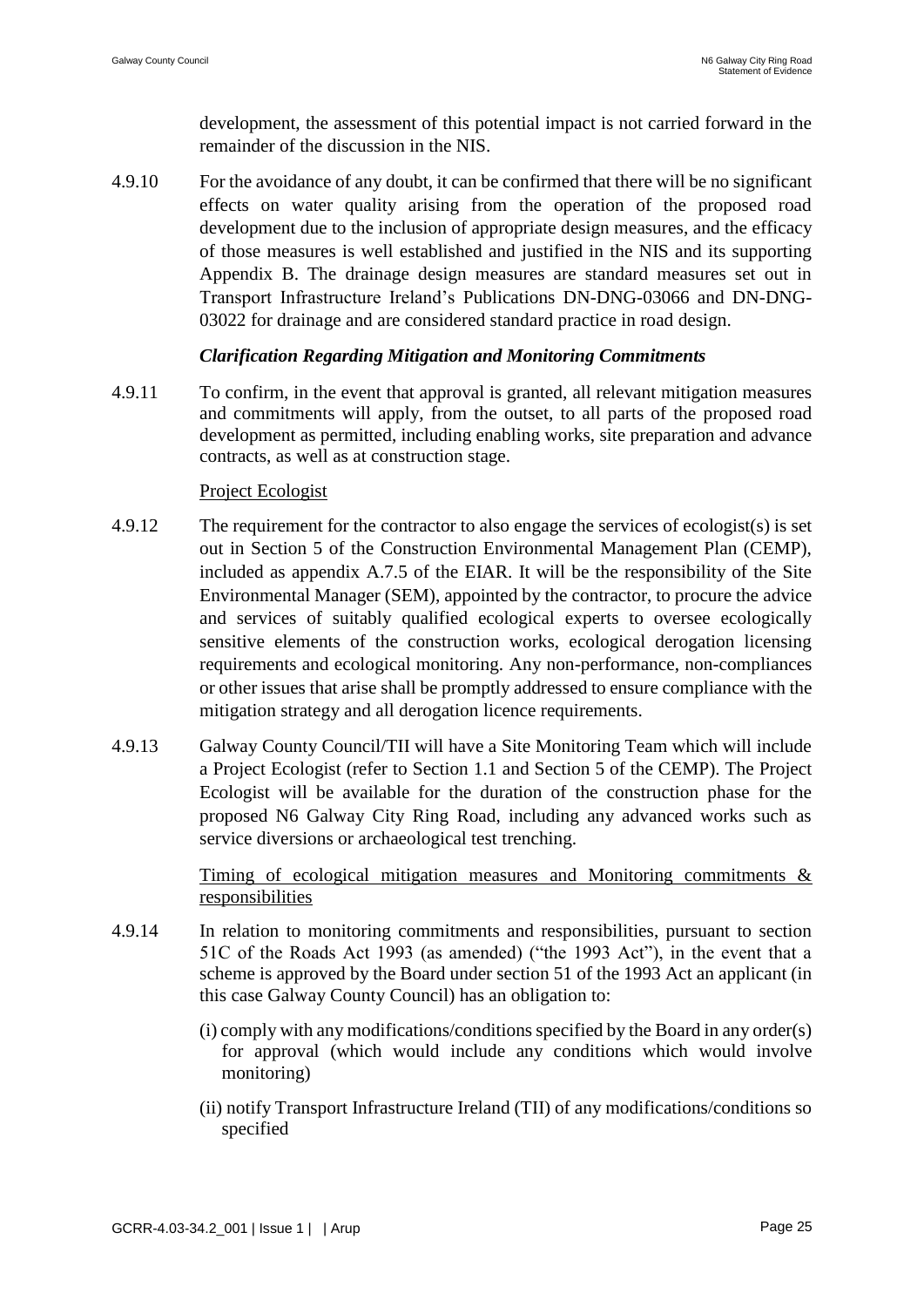development, the assessment of this potential impact is not carried forward in the remainder of the discussion in the NIS.

4.9.10 For the avoidance of any doubt, it can be confirmed that there will be no significant effects on water quality arising from the operation of the proposed road development due to the inclusion of appropriate design measures, and the efficacy of those measures is well established and justified in the NIS and its supporting Appendix B. The drainage design measures are standard measures set out in Transport Infrastructure Ireland's Publications DN-DNG-03066 and DN-DNG-03022 for drainage and are considered standard practice in road design.

### *Clarification Regarding Mitigation and Monitoring Commitments*

4.9.11 To confirm, in the event that approval is granted, all relevant mitigation measures and commitments will apply, from the outset, to all parts of the proposed road development as permitted, including enabling works, site preparation and advance contracts, as well as at construction stage.

Project Ecologist

4.9.12 The requirement for the contractor to also engage the services of ecologist(s) is set out in Section 5 of the Construction Environmental Management Plan (CEMP), included as appendix A.7.5 of the EIAR. It will be the responsibility of the Site Environmental Manager (SEM), appointed by the contractor, to procure the advice and services of suitably qualified ecological experts to oversee ecologically sensitive elements of the construction works, ecological derogation licensing requirements and ecological monitoring. Any non-performance, non-compliances or other issues that arise shall be promptly addressed to ensure compliance with the mitigation strategy and all derogation licence requirements.

4.9.13 Galway County Council/TII will have a Site Monitoring Team which will include a Project Ecologist (refer to Section 1.1 and Section 5 of the CEMP). The Project Ecologist will be available for the duration of the construction phase for the proposed N6 Galway City Ring Road, including any advanced works such as service diversions or archaeological test trenching.

Timing of ecological mitigation measures and Monitoring commitments & responsibilities

4.9.14 In relation to monitoring commitments and responsibilities, pursuant to section 51C of the Roads Act 1993 (as amended) ("the 1993 Act"), in the event that a scheme is approved by the Board under section 51 of the 1993 Act an applicant (in this case Galway County Council) has an obligation to:

(i) comply with any modifications/conditions specified by the Board in any order(s) for approval (which would include any conditions which would involve monitoring)

(ii) notify Transport Infrastructure Ireland (TII) of any modifications/conditions so specified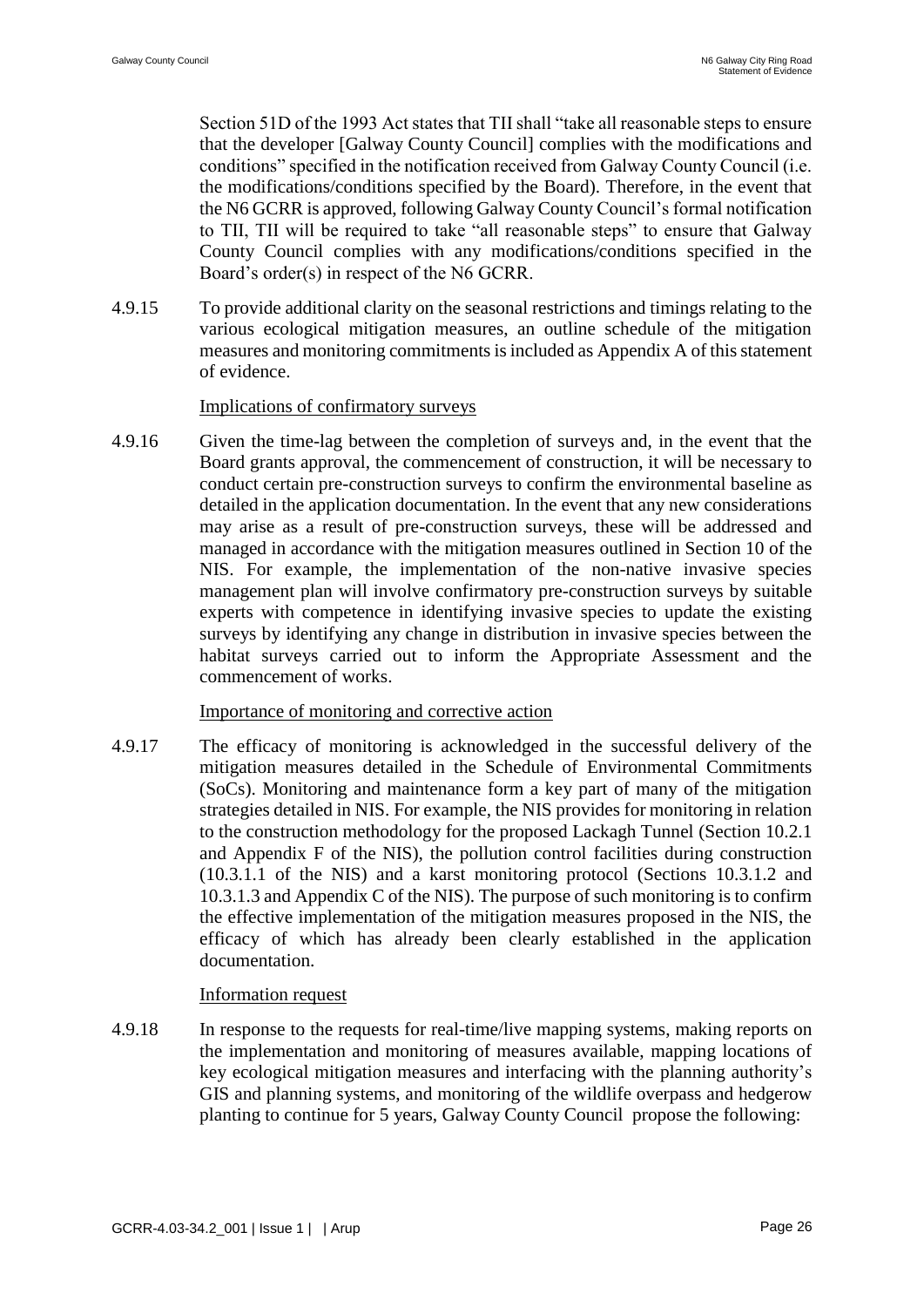Section 51D of the 1993 Act states that TII shall "take all reasonable steps to ensure that the developer [Galway County Council] complies with the modifications and conditions" specified in the notification received from Galway County Council (i.e. the modifications/conditions specified by the Board). Therefore, in the event that the N6 GCRR is approved, following Galway County Council's formal notification to TII, TII will be required to take "all reasonable steps" to ensure that Galway County Council complies with any modifications/conditions specified in the Board's order(s) in respect of the N6 GCRR.

4.9.15 To provide additional clarity on the seasonal restrictions and timings relating to the various ecological mitigation measures, an outline schedule of the mitigation measures and monitoring commitments is included as Appendix A of this statement of evidence.

Implications of confirmatory surveys

4.9.16 Given the time-lag between the completion of surveys and, in the event that the Board grants approval, the commencement of construction, it will be necessary to conduct certain pre-construction surveys to confirm the environmental baseline as detailed in the application documentation. In the event that any new considerations may arise as a result of pre-construction surveys, these will be addressed and managed in accordance with the mitigation measures outlined in Section 10 of the NIS. For example, the implementation of the non-native invasive species management plan will involve confirmatory pre-construction surveys by suitable experts with competence in identifying invasive species to update the existing surveys by identifying any change in distribution in invasive species between the habitat surveys carried out to inform the Appropriate Assessment and the commencement of works.

Importance of monitoring and corrective action

4.9.17 The efficacy of monitoring is acknowledged in the successful delivery of the mitigation measures detailed in the Schedule of Environmental Commitments (SoCs). Monitoring and maintenance form a key part of many of the mitigation strategies detailed in NIS. For example, the NIS provides for monitoring in relation to the construction methodology for the proposed Lackagh Tunnel (Section 10.2.1 and Appendix F of the NIS), the pollution control facilities during construction (10.3.1.1 of the NIS) and a karst monitoring protocol (Sections 10.3.1.2 and 10.3.1.3 and Appendix C of the NIS). The purpose of such monitoring is to confirm the effective implementation of the mitigation measures proposed in the NIS, the efficacy of which has already been clearly established in the application documentation.

Information request

4.9.18 In response to the requests for real-time/live mapping systems, making reports on the implementation and monitoring of measures available, mapping locations of key ecological mitigation measures and interfacing with the planning authority's GIS and planning systems, and monitoring of the wildlife overpass and hedgerow planting to continue for 5 years, Galway County Council propose the following: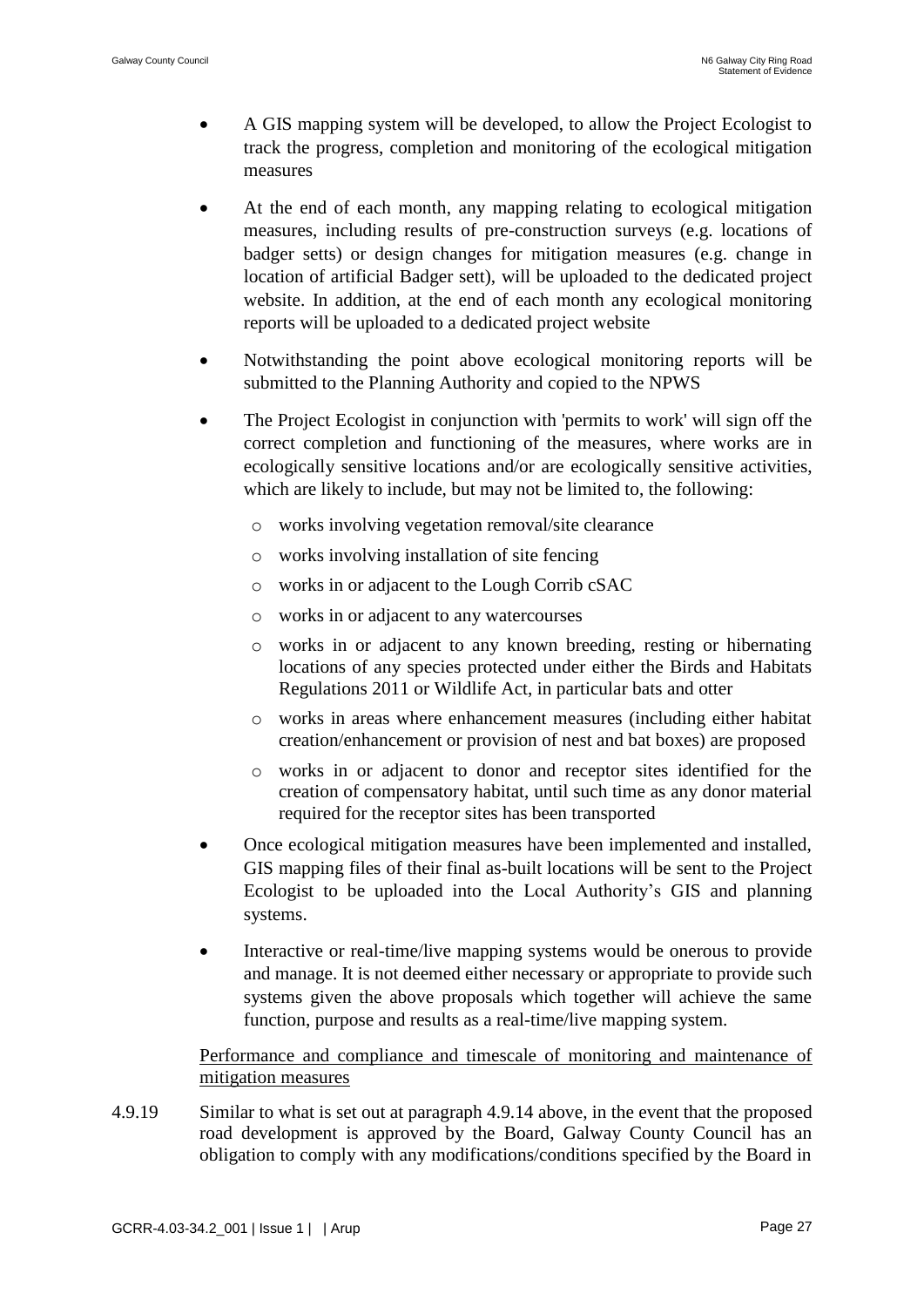- A GIS mapping system will be developed, to allow the Project Ecologist to track the progress, completion and monitoring of the ecological mitigation measures
- At the end of each month, any mapping relating to ecological mitigation measures, including results of pre-construction surveys (e.g. locations of badger setts) or design changes for mitigation measures (e.g. change in location of artificial Badger sett), will be uploaded to the dedicated project website. In addition, at the end of each month any ecological monitoring reports will be uploaded to a dedicated project website
- Notwithstanding the point above ecological monitoring reports will be submitted to the Planning Authority and copied to the NPWS
- The Project Ecologist in conjunction with 'permits to work' will sign off the correct completion and functioning of the measures, where works are in ecologically sensitive locations and/or are ecologically sensitive activities, which are likely to include, but may not be limited to, the following:
    - works involving vegetation removal/site clearance
    - works involving installation of site fencing
    - works in or adjacent to the Lough Corrib cSAC
    - works in or adjacent to any watercourses
    - works in or adjacent to any known breeding, resting or hibernating locations of any species protected under either the Birds and Habitats Regulations 2011 or Wildlife Act, in particular bats and otter
    - works in areas where enhancement measures (including either habitat creation/enhancement or provision of nest and bat boxes) are proposed
    - works in or adjacent to donor and receptor sites identified for the creation of compensatory habitat, until such time as any donor material required for the receptor sites has been transported
- Once ecological mitigation measures have been implemented and installed, GIS mapping files of their final as-built locations will be sent to the Project Ecologist to be uploaded into the Local Authority's GIS and planning systems.
- Interactive or real-time/live mapping systems would be onerous to provide and manage. It is not deemed either necessary or appropriate to provide such systems given the above proposals which together will achieve the same function, purpose and results as a real-time/live mapping system.

Performance and compliance and timescale of monitoring and maintenance of mitigation measures

4.9.19 Similar to what is set out at paragraph 4.9.14 above, in the event that the proposed road development is approved by the Board, Galway County Council has an obligation to comply with any modifications/conditions specified by the Board in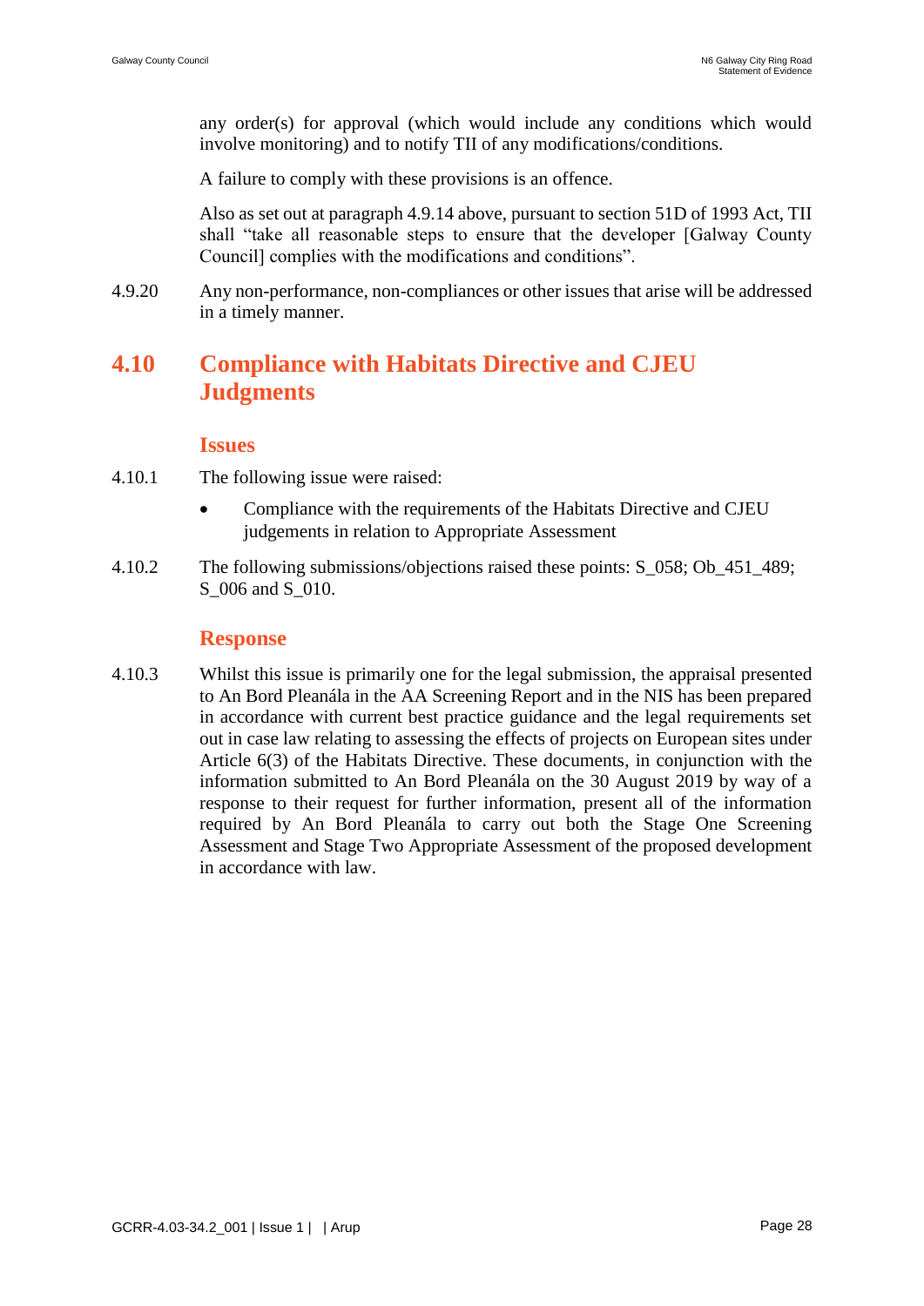any order(s) for approval (which would include any conditions which would involve monitoring) and to notify TII of any modifications/conditions.

A failure to comply with these provisions is an offence.

Also as set out at paragraph 4.9.14 above, pursuant to section 51D of 1993 Act, TII shall "take all reasonable steps to ensure that the developer [Galway County Council] complies with the modifications and conditions".

4.9.20 Any non-performance, non-compliances or other issues that arise will be addressed in a timely manner.

## 4.10 Compliance with Habitats Directive and CJEU Judgments

### Issues

4.10.1 The following issue were raised:

- Compliance with the requirements of the Habitats Directive and CJEU judgements in relation to Appropriate Assessment

4.10.2 The following submissions/objections raised these points: S_058; Ob_451_489; S_006 and S_010.

### Response

4.10.3 Whilst this issue is primarily one for the legal submission, the appraisal presented to An Bord Pleanála in the AA Screening Report and in the NIS has been prepared in accordance with current best practice guidance and the legal requirements set out in case law relating to assessing the effects of projects on European sites under Article 6(3) of the Habitats Directive. These documents, in conjunction with the information submitted to An Bord Pleanála on the 30 August 2019 by way of a response to their request for further information, present all of the information required by An Bord Pleanála to carry out both the Stage One Screening Assessment and Stage Two Appropriate Assessment of the proposed development in accordance with law.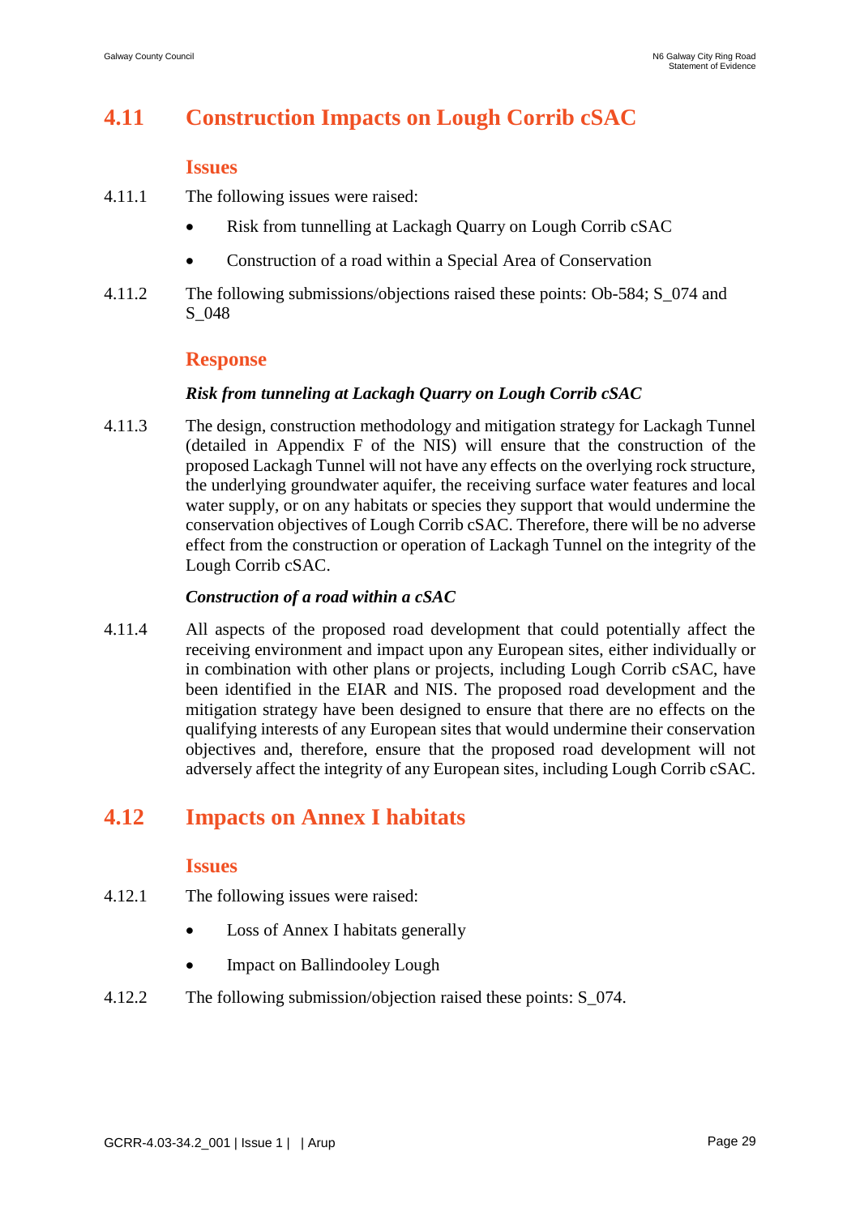## 4.11 Construction Impacts on Lough Corrib cSAC

### Issues

4.11.1 The following issues were raised:

- Risk from tunnelling at Lackagh Quarry on Lough Corrib cSAC
- Construction of a road within a Special Area of Conservation

4.11.2 The following submissions/objections raised these points: Ob-584; S_074 and S_048

### Response

***Risk from tunneling at Lackagh Quarry on Lough Corrib cSAC***

4.11.3 The design, construction methodology and mitigation strategy for Lackagh Tunnel (detailed in Appendix F of the NIS) will ensure that the construction of the proposed Lackagh Tunnel will not have any effects on the overlying rock structure, the underlying groundwater aquifer, the receiving surface water features and local water supply, or on any habitats or species they support that would undermine the conservation objectives of Lough Corrib cSAC. Therefore, there will be no adverse effect from the construction or operation of Lackagh Tunnel on the integrity of the Lough Corrib cSAC.

***Construction of a road within a cSAC***

4.11.4 All aspects of the proposed road development that could potentially affect the receiving environment and impact upon any European sites, either individually or in combination with other plans or projects, including Lough Corrib cSAC, have been identified in the EIAR and NIS. The proposed road development and the mitigation strategy have been designed to ensure that there are no effects on the qualifying interests of any European sites that would undermine their conservation objectives and, therefore, ensure that the proposed road development will not adversely affect the integrity of any European sites, including Lough Corrib cSAC.

## 4.12 Impacts on Annex I habitats

### Issues

4.12.1 The following issues were raised:

- Loss of Annex I habitats generally
- Impact on Ballindooley Lough

4.12.2 The following submission/objection raised these points: S_074.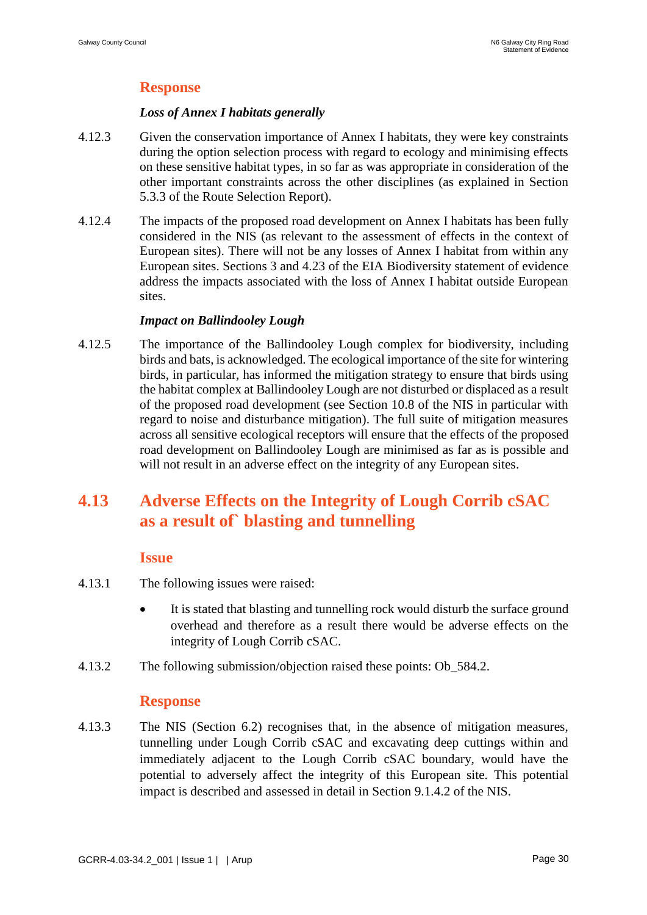### Response

***Loss of Annex I habitats generally***

4.12.3 Given the conservation importance of Annex I habitats, they were key constraints during the option selection process with regard to ecology and minimising effects on these sensitive habitat types, in so far as was appropriate in consideration of the other important constraints across the other disciplines (as explained in Section 5.3.3 of the Route Selection Report).

4.12.4 The impacts of the proposed road development on Annex I habitats has been fully considered in the NIS (as relevant to the assessment of effects in the context of European sites). There will not be any losses of Annex I habitat from within any European sites. Sections 3 and 4.23 of the EIA Biodiversity statement of evidence address the impacts associated with the loss of Annex I habitat outside European sites.

***Impact on Ballindooley Lough***

4.12.5 The importance of the Ballindooley Lough complex for biodiversity, including birds and bats, is acknowledged. The ecological importance of the site for wintering birds, in particular, has informed the mitigation strategy to ensure that birds using the habitat complex at Ballindooley Lough are not disturbed or displaced as a result of the proposed road development (see Section 10.8 of the NIS in particular with regard to noise and disturbance mitigation). The full suite of mitigation measures across all sensitive ecological receptors will ensure that the effects of the proposed road development on Ballindooley Lough are minimised as far as is possible and will not result in an adverse effect on the integrity of any European sites.

## 4.13 Adverse Effects on the Integrity of Lough Corrib cSAC as a result of` blasting and tunnelling

### Issue

4.13.1 The following issues were raised:

- It is stated that blasting and tunnelling rock would disturb the surface ground overhead and therefore as a result there would be adverse effects on the integrity of Lough Corrib cSAC.

4.13.2 The following submission/objection raised these points: Ob_584.2.

### Response

4.13.3 The NIS (Section 6.2) recognises that, in the absence of mitigation measures, tunnelling under Lough Corrib cSAC and excavating deep cuttings within and immediately adjacent to the Lough Corrib cSAC boundary, would have the potential to adversely affect the integrity of this European site. This potential impact is described and assessed in detail in Section 9.1.4.2 of the NIS.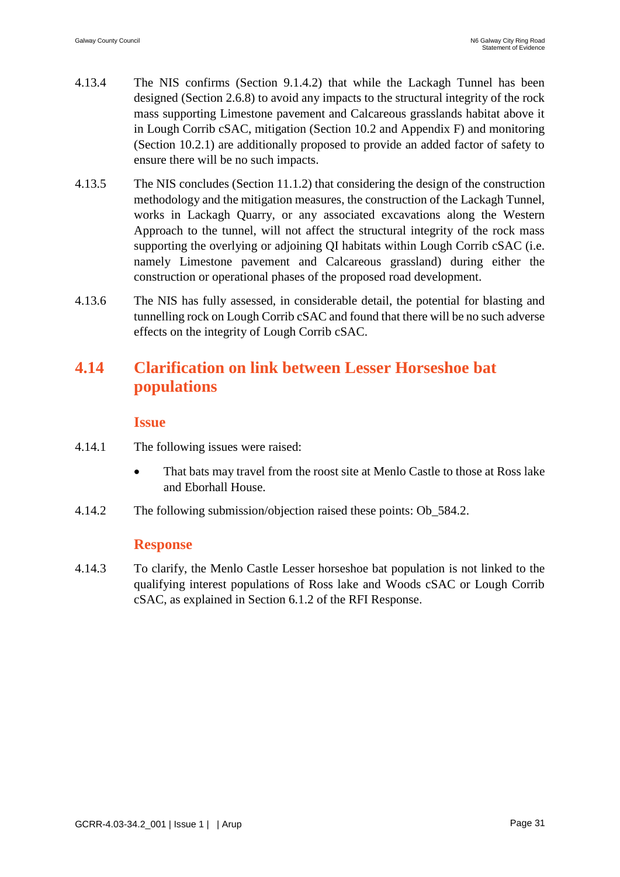4.13.4 The NIS confirms (Section 9.1.4.2) that while the Lackagh Tunnel has been designed (Section 2.6.8) to avoid any impacts to the structural integrity of the rock mass supporting Limestone pavement and Calcareous grasslands habitat above it in Lough Corrib cSAC, mitigation (Section 10.2 and Appendix F) and monitoring (Section 10.2.1) are additionally proposed to provide an added factor of safety to ensure there will be no such impacts.

4.13.5 The NIS concludes (Section 11.1.2) that considering the design of the construction methodology and the mitigation measures, the construction of the Lackagh Tunnel, works in Lackagh Quarry, or any associated excavations along the Western Approach to the tunnel, will not affect the structural integrity of the rock mass supporting the overlying or adjoining QI habitats within Lough Corrib cSAC (i.e. namely Limestone pavement and Calcareous grassland) during either the construction or operational phases of the proposed road development.

4.13.6 The NIS has fully assessed, in considerable detail, the potential for blasting and tunnelling rock on Lough Corrib cSAC and found that there will be no such adverse effects on the integrity of Lough Corrib cSAC.

## 4.14 Clarification on link between Lesser Horseshoe bat populations

### Issue

4.14.1 The following issues were raised:

- That bats may travel from the roost site at Menlo Castle to those at Ross lake and Eborhall House.

4.14.2 The following submission/objection raised these points: Ob_584.2.

### Response

4.14.3 To clarify, the Menlo Castle Lesser horseshoe bat population is not linked to the qualifying interest populations of Ross lake and Woods cSAC or Lough Corrib cSAC, as explained in Section 6.1.2 of the RFI Response.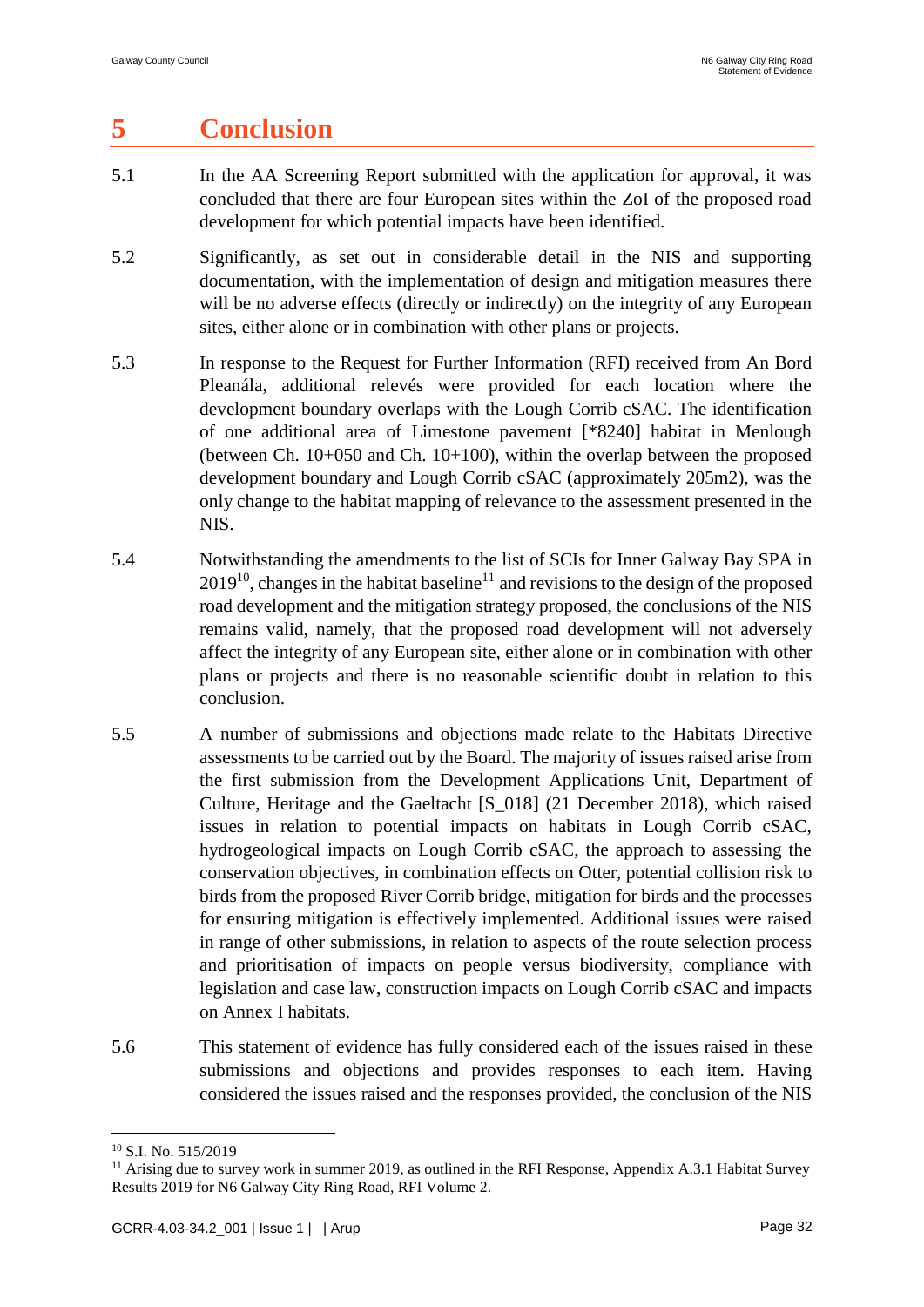# 5 Conclusion

5.1 In the AA Screening Report submitted with the application for approval, it was concluded that there are four European sites within the ZoI of the proposed road development for which potential impacts have been identified.

5.2 Significantly, as set out in considerable detail in the NIS and supporting documentation, with the implementation of design and mitigation measures there will be no adverse effects (directly or indirectly) on the integrity of any European sites, either alone or in combination with other plans or projects.

5.3 In response to the Request for Further Information (RFI) received from An Bord Pleanála, additional relevés were provided for each location where the development boundary overlaps with the Lough Corrib cSAC. The identification of one additional area of Limestone pavement [*8240] habitat in Menlough (between Ch. 10+050 and Ch. 10+100), within the overlap between the proposed development boundary and Lough Corrib cSAC (approximately 205m2), was the only change to the habitat mapping of relevance to the assessment presented in the NIS.

5.4 Notwithstanding the amendments to the list of SCIs for Inner Galway Bay SPA in 2019[10], changes in the habitat baseline[11] and revisions to the design of the proposed road development and the mitigation strategy proposed, the conclusions of the NIS remains valid, namely, that the proposed road development will not adversely affect the integrity of any European site, either alone or in combination with other plans or projects and there is no reasonable scientific doubt in relation to this conclusion.

5.5 A number of submissions and objections made relate to the Habitats Directive assessments to be carried out by the Board. The majority of issues raised arise from the first submission from the Development Applications Unit, Department of Culture, Heritage and the Gaeltacht [S_018] (21 December 2018), which raised issues in relation to potential impacts on habitats in Lough Corrib cSAC, hydrogeological impacts on Lough Corrib cSAC, the approach to assessing the conservation objectives, in combination effects on Otter, potential collision risk to birds from the proposed River Corrib bridge, mitigation for birds and the processes for ensuring mitigation is effectively implemented. Additional issues were raised in range of other submissions, in relation to aspects of the route selection process and prioritisation of impacts on people versus biodiversity, compliance with legislation and case law, construction impacts on Lough Corrib cSAC and impacts on Annex I habitats.

5.6 This statement of evidence has fully considered each of the issues raised in these submissions and objections and provides responses to each item. Having considered the issues raised and the responses provided, the conclusion of the NIS

---

[10] S.I. No. 515/2019

[11] Arising due to survey work in summer 2019, as outlined in the RFI Response, Appendix A.3.1 Habitat Survey Results 2019 for N6 Galway City Ring Road, RFI Volume 2.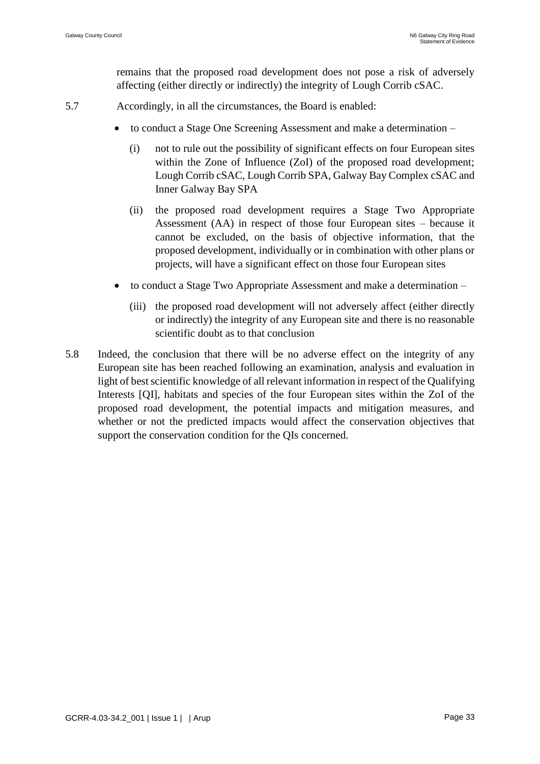remains that the proposed road development does not pose a risk of adversely affecting (either directly or indirectly) the integrity of Lough Corrib cSAC.

5.7 Accordingly, in all the circumstances, the Board is enabled:

- to conduct a Stage One Screening Assessment and make a determination –
  - (i) not to rule out the possibility of significant effects on four European sites within the Zone of Influence (ZoI) of the proposed road development; Lough Corrib cSAC, Lough Corrib SPA, Galway Bay Complex cSAC and Inner Galway Bay SPA
  - (ii) the proposed road development requires a Stage Two Appropriate Assessment (AA) in respect of those four European sites – because it cannot be excluded, on the basis of objective information, that the proposed development, individually or in combination with other plans or projects, will have a significant effect on those four European sites
- to conduct a Stage Two Appropriate Assessment and make a determination –
  - (iii) the proposed road development will not adversely affect (either directly or indirectly) the integrity of any European site and there is no reasonable scientific doubt as to that conclusion

5.8 Indeed, the conclusion that there will be no adverse effect on the integrity of any European site has been reached following an examination, analysis and evaluation in light of best scientific knowledge of all relevant information in respect of the Qualifying Interests [QI], habitats and species of the four European sites within the ZoI of the proposed road development, the potential impacts and mitigation measures, and whether or not the predicted impacts would affect the conservation objectives that support the conservation condition for the QIs concerned.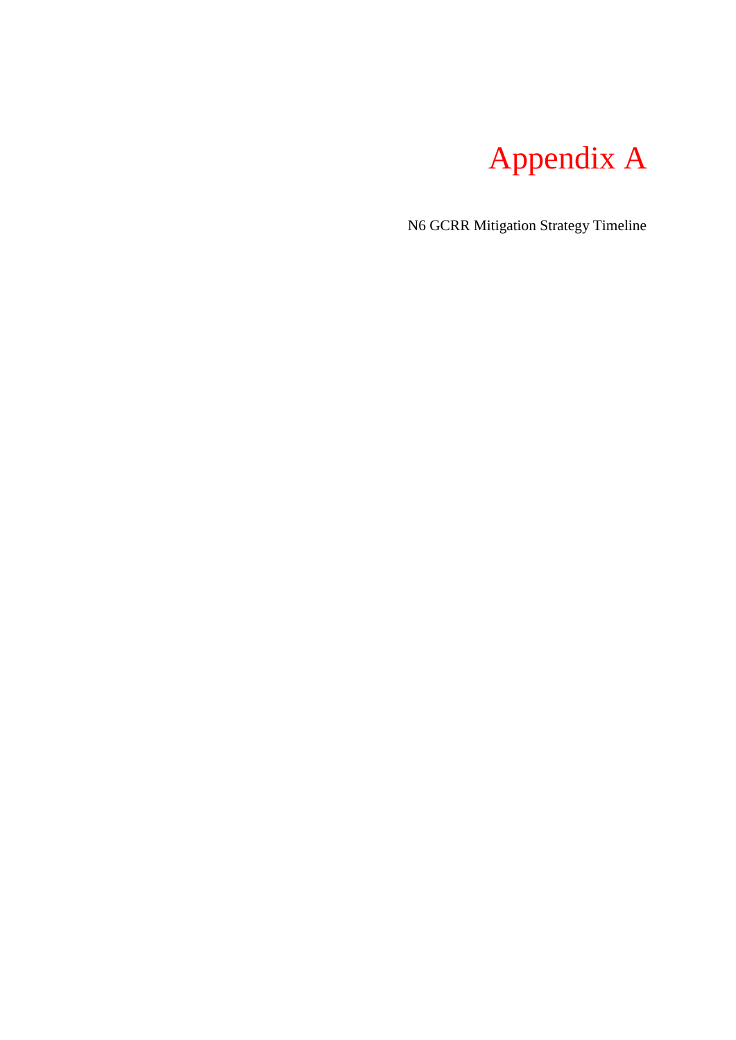# Appendix A

N6 GCRR Mitigation Strategy Timeline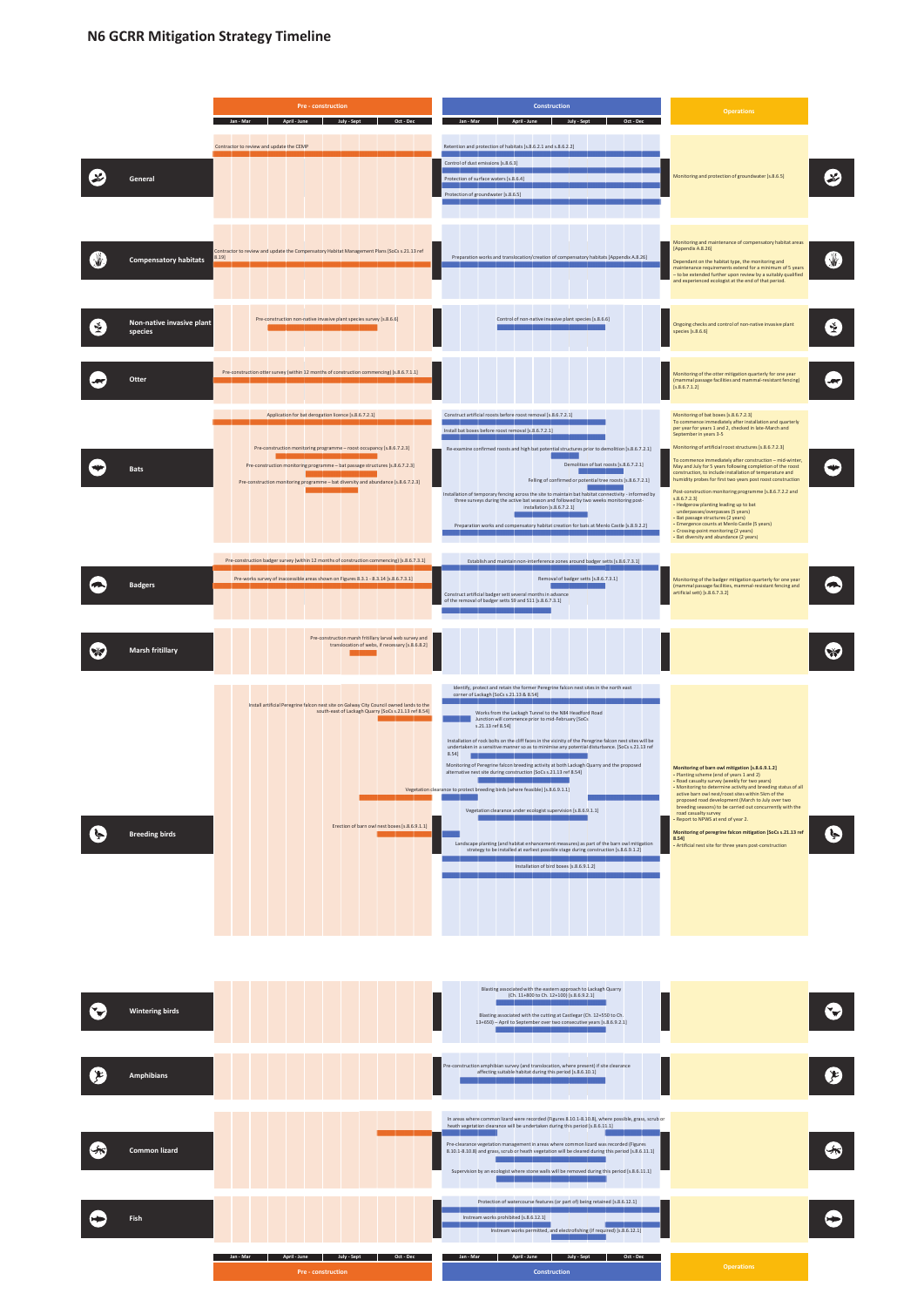# N6 GCRR Mitigation Strategy Timeline

Pre - construction | Construction | Operations

Jan - Mar | April - June | July - Sept | Oct - Dec | Jan - Mar | April - June | July - Sept | Oct - Dec

## General

**Pre-construction:**
- Contractor to review and update the CEMP

**Construction:**
- Retention and protection of habitats [s.8.6.2.1 and s.8.6.2.2]
- Control of dust emissions [s.8.6.3]
- Protection of surface waters [s.8.6.4]
- Protection of groundwater [s.8.6.5]

**Operations:**
- Monitoring and protection of groundwater [s.8.6.5]

## Compensatory habitats

**Pre-construction:**
- Contractor to review and update the Compensatory Habitat Management Plans [SoCs s.21.13 ref 8.19]

**Construction:**
- Preparation works and translocation/creation of compensatory habitats [Appendix A.8.26]

**Operations:**
- Monitoring and maintenance of compensatory habitat areas [Appendix A.8.26]
- Dependant on the habitat type, the monitoring and maintenance requirements extend for a minimum of 5 years – to be extended further upon review by a suitably qualified and experienced ecologist at the end of that period.

## Non-native invasive plant species

**Pre-construction:**
- Pre-construction non-native invasive plant species survey [s.8.6.6]

**Construction:**
- Control of non-native invasive plant species [s.8.6.6]

**Operations:**
- Ongoing checks and control of non-native invasive plant species [s.8.6.6]

## Otter

**Pre-construction:**
- Pre-construction otter survey (within 12 months of construction commencing) [s.8.6.7.1.1]

**Operations:**
- Monitoring of the otter mitigation quarterly for one year (mammal passage facilities and mammal-resistant fencing) [s.8.6.7.1.2]

## Bats

**Pre-construction:**
- Application for bat derogation licence [s.8.6.7.2.1]
- Pre-construction monitoring programme – roost occupancy [s.8.6.7.2.3]
- Pre-construction monitoring programme – bat passage structures [s.8.6.7.2.3]
- Pre-construction monitoring programme – bat diversity and abundance [s.8.6.7.2.3]

**Construction:**
- Construct artificial roosts before roost removal [s.8.6.7.2.1]
- Install bat boxes before roost removal [s.8.6.7.2.1]
- Re-examine confirmed roosts and high bat potential structures prior to demolition [s.8.6.7.2.1]
- Demolition of bat roosts [s.8.6.7.2.1]
- Felling of confirmed or potential tree roosts [s.8.6.7.2.1]
- Installation of temporary fencing across the site to maintain bat habitat connectivity - informed by three surveys during the active bat season and followed by two weeks monitoring post-installation [s.8.6.7.2.1]
- Preparation works and compensatory habitat creation for bats at Menlo Castle [s.8.6.9.2.2]

**Operations:**
- Monitoring of bat boxes [s.8.6.7.2.3]
- To commence immediately after installation and quarterly per year for years 1 and 2, checked in late-March and September in years 3-5
- Monitoring of artificial roost structures [s.8.6.7.2.3]
- To commence immediately after construction – mid-winter, May and July for 5 years following completion of the roost construction, to include installation of temperature and humidity probes for first two years post roost construction
- Post-construction monitoring programme [s.8.6.7.2.2 and s.8.6.7.2.3]
  - Hedgerow planting leading up to bat underpasses/overpasses (5 years)
  - Bat passage structures (2 years)
  - Emergence counts at Menlo Castle (5 years)
  - Crossing-point monitoring (2 years)
  - Bat diversity and abundance (2 years)

## Badgers

**Pre-construction:**
- Pre-construction badger survey (within 12 months of construction commencing) [s.8.6.7.3.1]
- Pre-works survey of inaccessible areas shown on Figures 8.3.1 - 8.3.14 [s.8.6.7.3.1]

**Construction:**
- Establish and maintain non-interference zones around badger setts [s.8.6.7.3.1]
- Removal of badger setts [s.8.6.7.3.1]
- Construct artificial badger sett several months in advance of the removal of badger setts S9 and S11 [s.8.6.7.3.1]

**Operations:**
- Monitoring of the badger mitigation quarterly for one year (mammal passage facilities, mammal-resistant fencing and artificial sett) [s.8.6.7.3.2]

## Marsh fritillary

**Pre-construction:**
- Pre-construction marsh fritillary larval web survey and translocation of webs, if necessary [s.8.6.8.2]

## Breeding birds

**Pre-construction:**
- Install artificial Peregrine falcon nest site on Galway City Council owned lands to the south-east of Lackagh Quarry [SoCs s.21.13 ref 8.54]
- Erection of barn owl nest boxes [s.8.6.9.1.1]

**Construction:**
- Identify, protect and retain the former Peregrine falcon nest sites in the north east corner of Lackagh [SoCs s.21.13 ref 8.54]
- Works from the Lackagh Tunnel to the N84 Headford Road Junction will commence prior to mid-February [SoCs s.21.13 ref 8.54]
- Installation of rock bolts on the cliff faces in the vicinity of the Peregrine falcon nest sites will be undertaken in a sensitive manner so as to minimise any potential disturbance. [SoCs s.21.13 ref 8.54]
- Monitoring of Peregrine falcon breeding activity at both Lackagh Quarry and the proposed alternative nest site during construction [SoCs s.21.13 ref 8.54]
- Vegetation clearance to protect breeding birds (where feasible) [s.8.6.9.1.1]
- Vegetation clearance under ecologist supervision [s.8.6.9.1.1]
- Landscape planting (and habitat enhancement measures) as part of the barn owl mitigation strategy to be installed at earliest possible stage during construction [s.8.6.9.1.2]
- Installation of bird boxes [s.8.6.9.1.2]

**Operations:**

**Monitoring of barn owl mitigation [s.8.6.9.1.2]**
- Planting scheme (end of years 1 and 2)
- Road casualty survey (weekly for two years)
- Monitoring to determine activity and breeding status of all active barn owl nest/roost sites within 5km of the proposed road development (March to July over two breeding seasons) to be carried out concurrently with the road casualty survey
- Report to NPWS at end of year 2.

**Monitoring of peregrine falcon mitigation [SoCs s.21.13 ref 8.54]**
- Artificial nest site for three years post-construction

## Wintering birds

**Construction:**
- Blasting associated with the eastern approach to Lackagh Quarry (Ch. 11+800 to Ch. 12+100) [s.8.6.9.2.1]
- Blasting associated with the cutting at Castlegar (Ch. 12+550 to Ch. 13+050) – April to September over two consecutive years [s.8.6.9.2.1]

## Amphibians

**Construction:**
- Pre-construction amphibian survey (and translocation, where present) if site clearance affecting suitable habitat during this period [s.8.6.10.1]

## Common lizard

**Construction:**
- In areas where common lizard were recorded (Figures 8.10.1-8.10.8), where possible, grass, scrub or heath vegetation clearance will be undertaken during this period [s.8.6.11.1]
- Pre-clearance vegetation management in areas where common lizard was recorded (Figures 8.10.1-8.10.8) and grass, scrub or heath vegetation will be cleared during this period [s.8.6.11.1]
- Supervision by an ecologist where stone walls will be removed during this period [s.8.6.11.1]

## Fish

**Construction:**
- Protection of watercourse features (or part of) being retained [s.8.6.12.1]
- Instream works prohibited [s.8.6.12.1]
- Instream works permitted, and electrofishing (if required) [s.8.6.12.1]